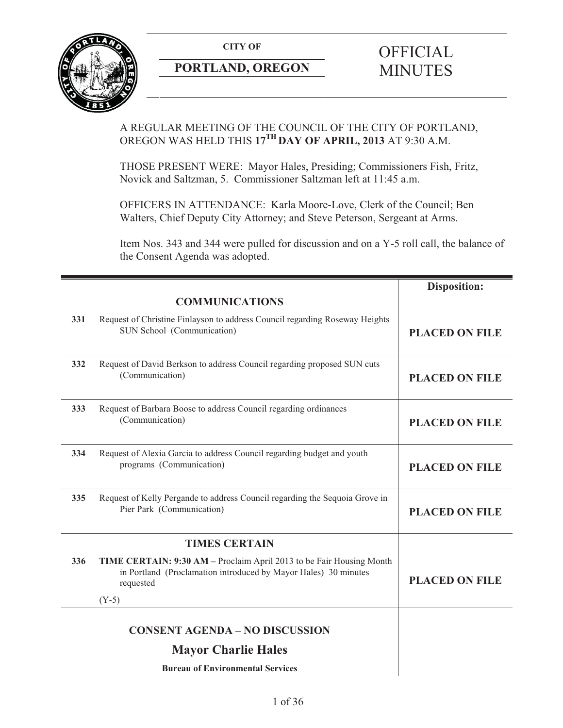**CITY OF**

**PORTLAND, OREGON**

# OFFICIAL MINUTES

A REGULAR MEETING OF THE COUNCIL OF THE CITY OF PORTLAND, OREGON WAS HELD THIS **17TH DAY OF APRIL, 2013** AT 9:30 A.M.

THOSE PRESENT WERE: Mayor Hales, Presiding; Commissioners Fish, Fritz, Novick and Saltzman, 5. Commissioner Saltzman left at 11:45 a.m.

OFFICERS IN ATTENDANCE: Karla Moore-Love, Clerk of the Council; Ben Walters, Chief Deputy City Attorney; and Steve Peterson, Sergeant at Arms.

Item Nos. 343 and 344 were pulled for discussion and on a Y-5 roll call, the balance of the Consent Agenda was adopted.

| | | **Disposition:** |
|---|---|---|
| | **COMMUNICATIONS** | |
| **331** | Request of Christine Finlayson to address Council regarding Roseway Heights SUN School (Communication) | **PLACED ON FILE** |
| **332** | Request of David Berkson to address Council regarding proposed SUN cuts (Communication) | **PLACED ON FILE** |
| **333** | Request of Barbara Boose to address Council regarding ordinances (Communication) | **PLACED ON FILE** |
| **334** | Request of Alexia Garcia to address Council regarding budget and youth programs (Communication) | **PLACED ON FILE** |
| **335** | Request of Kelly Pergande to address Council regarding the Sequoia Grove in Pier Park (Communication) | **PLACED ON FILE** |
| | **TIMES CERTAIN** | |
| **336** | **TIME CERTAIN: 9:30 AM –** Proclaim April 2013 to be Fair Housing Month in Portland (Proclamation introduced by Mayor Hales) 30 minutes requested<br><br>(Y-5) | **PLACED ON FILE** |
| | **CONSENT AGENDA – NO DISCUSSION** | |
| | **Mayor Charlie Hales** | |
| | **Bureau of Environmental Services** | |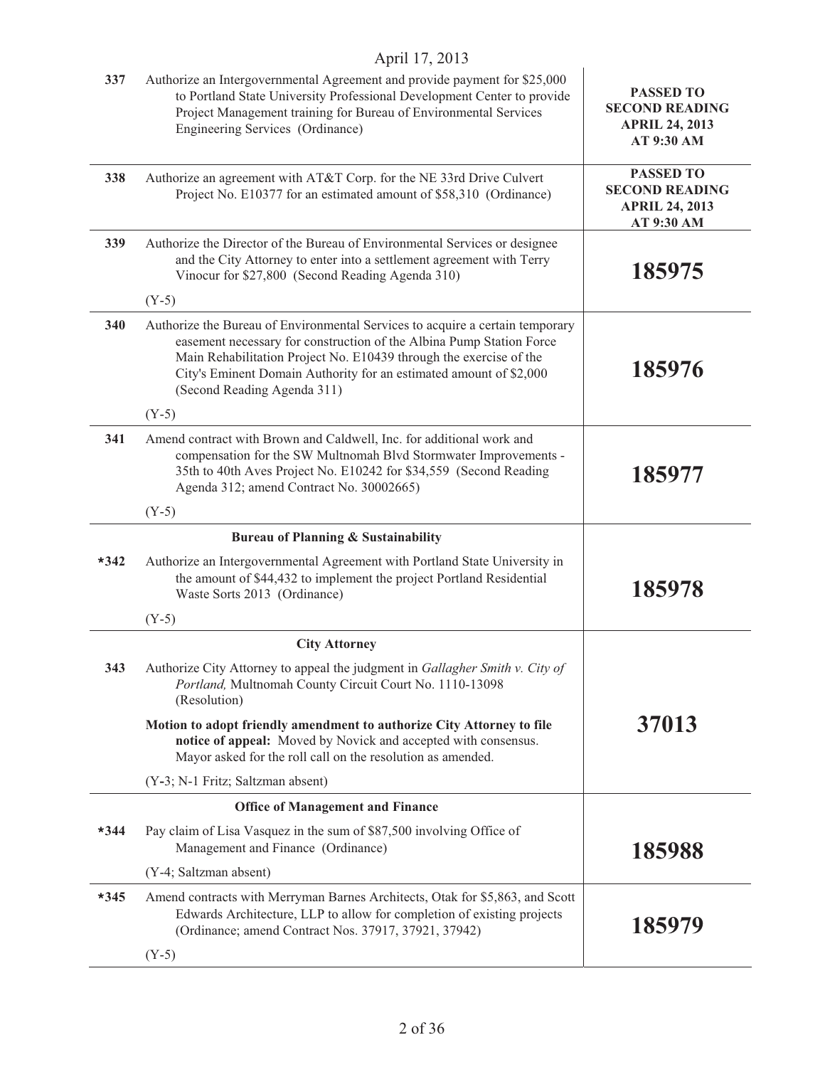April 17, 2013

| | | |
|---|---|---|
| 337 | Authorize an Intergovernmental Agreement and provide payment for $25,000 to Portland State University Professional Development Center to provide Project Management training for Bureau of Environmental Services Engineering Services (Ordinance) | **PASSED TO SECOND READING APRIL 24, 2013 AT 9:30 AM** |
| 338 | Authorize an agreement with AT&T Corp. for the NE 33rd Drive Culvert Project No. E10377 for an estimated amount of $58,310 (Ordinance) | **PASSED TO SECOND READING APRIL 24, 2013 AT 9:30 AM** |
| 339 | Authorize the Director of the Bureau of Environmental Services or designee and the City Attorney to enter into a settlement agreement with Terry Vinocur for $27,800 (Second Reading Agenda 310)<br><br>(Y-5) | **185975** |
| 340 | Authorize the Bureau of Environmental Services to acquire a certain temporary easement necessary for construction of the Albina Pump Station Force Main Rehabilitation Project No. E10439 through the exercise of the City's Eminent Domain Authority for an estimated amount of $2,000 (Second Reading Agenda 311)<br><br>(Y-5) | **185976** |
| 341 | Amend contract with Brown and Caldwell, Inc. for additional work and compensation for the SW Multnomah Blvd Stormwater Improvements - 35th to 40th Aves Project No. E10242 for $34,559 (Second Reading Agenda 312; amend Contract No. 30002665)<br><br>(Y-5) | **185977** |
| | **Bureau of Planning & Sustainability** | |
| *342 | Authorize an Intergovernmental Agreement with Portland State University in the amount of $44,432 to implement the project Portland Residential Waste Sorts 2013 (Ordinance)<br><br>(Y-5) | **185978** |
| | **City Attorney** | |
| 343 | Authorize City Attorney to appeal the judgment in *Gallagher Smith v. City of Portland,* Multnomah County Circuit Court No. 1110-13098 (Resolution)<br><br>**Motion to adopt friendly amendment to authorize City Attorney to file notice of appeal:** Moved by Novick and accepted with consensus. Mayor asked for the roll call on the resolution as amended.<br><br>(Y-3; N-1 Fritz; Saltzman absent) | **37013** |
| | **Office of Management and Finance** | |
| *344 | Pay claim of Lisa Vasquez in the sum of $87,500 involving Office of Management and Finance (Ordinance)<br><br>(Y-4; Saltzman absent) | **185988** |
| *345 | Amend contracts with Merryman Barnes Architects, Otak for $5,863, and Scott Edwards Architecture, LLP to allow for completion of existing projects (Ordinance; amend Contract Nos. 37917, 37921, 37942)<br><br>(Y-5) | **185979** |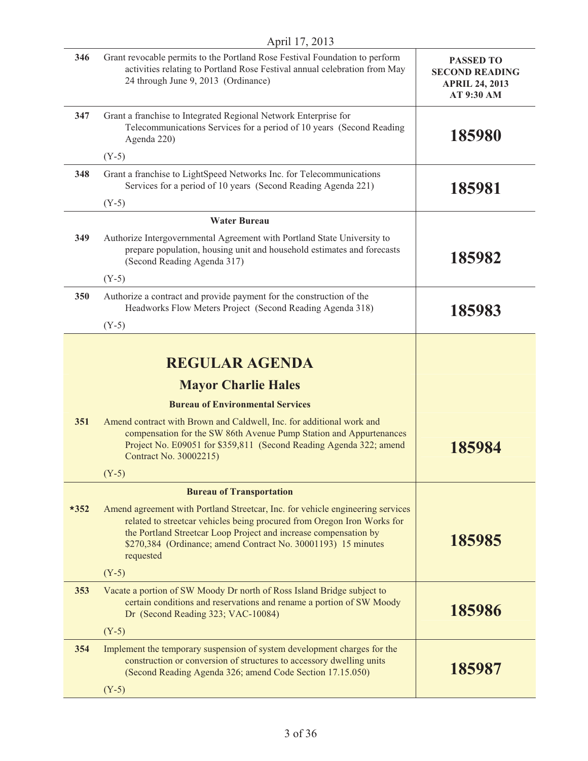April 17, 2013

| | | |
|---|---|---|
| 346 | Grant revocable permits to the Portland Rose Festival Foundation to perform activities relating to Portland Rose Festival annual celebration from May 24 through June 9, 2013 (Ordinance) | **PASSED TO SECOND READING APRIL 24, 2013 AT 9:30 AM** |
| 347 | Grant a franchise to Integrated Regional Network Enterprise for Telecommunications Services for a period of 10 years (Second Reading Agenda 220)<br><br>(Y-5) | **185980** |
| 348 | Grant a franchise to LightSpeed Networks Inc. for Telecommunications Services for a period of 10 years (Second Reading Agenda 221)<br><br>(Y-5) | **185981** |
| | **Water Bureau** | |
| 349 | Authorize Intergovernmental Agreement with Portland State University to prepare population, housing unit and household estimates and forecasts (Second Reading Agenda 317)<br><br>(Y-5) | **185982** |
| 350 | Authorize a contract and provide payment for the construction of the Headworks Flow Meters Project (Second Reading Agenda 318)<br><br>(Y-5) | **185983** |

# REGULAR AGENDA

## Mayor Charlie Hales

### Bureau of Environmental Services

| | | |
|---|---|---|
| 351 | Amend contract with Brown and Caldwell, Inc. for additional work and compensation for the SW 86th Avenue Pump Station and Appurtenances Project No. E09051 for $359,811 (Second Reading Agenda 322; amend Contract No. 30002215)<br><br>(Y-5) | **185984** |
| | **Bureau of Transportation** | |
| *352 | Amend agreement with Portland Streetcar, Inc. for vehicle engineering services related to streetcar vehicles being procured from Oregon Iron Works for the Portland Streetcar Loop Project and increase compensation by $270,384 (Ordinance; amend Contract No. 30001193) 15 minutes requested<br><br>(Y-5) | **185985** |
| 353 | Vacate a portion of SW Moody Dr north of Ross Island Bridge subject to certain conditions and reservations and rename a portion of SW Moody Dr (Second Reading 323; VAC-10084)<br><br>(Y-5) | **185986** |
| 354 | Implement the temporary suspension of system development charges for the construction or conversion of structures to accessory dwelling units (Second Reading Agenda 326; amend Code Section 17.15.050)<br><br>(Y-5) | **185987** |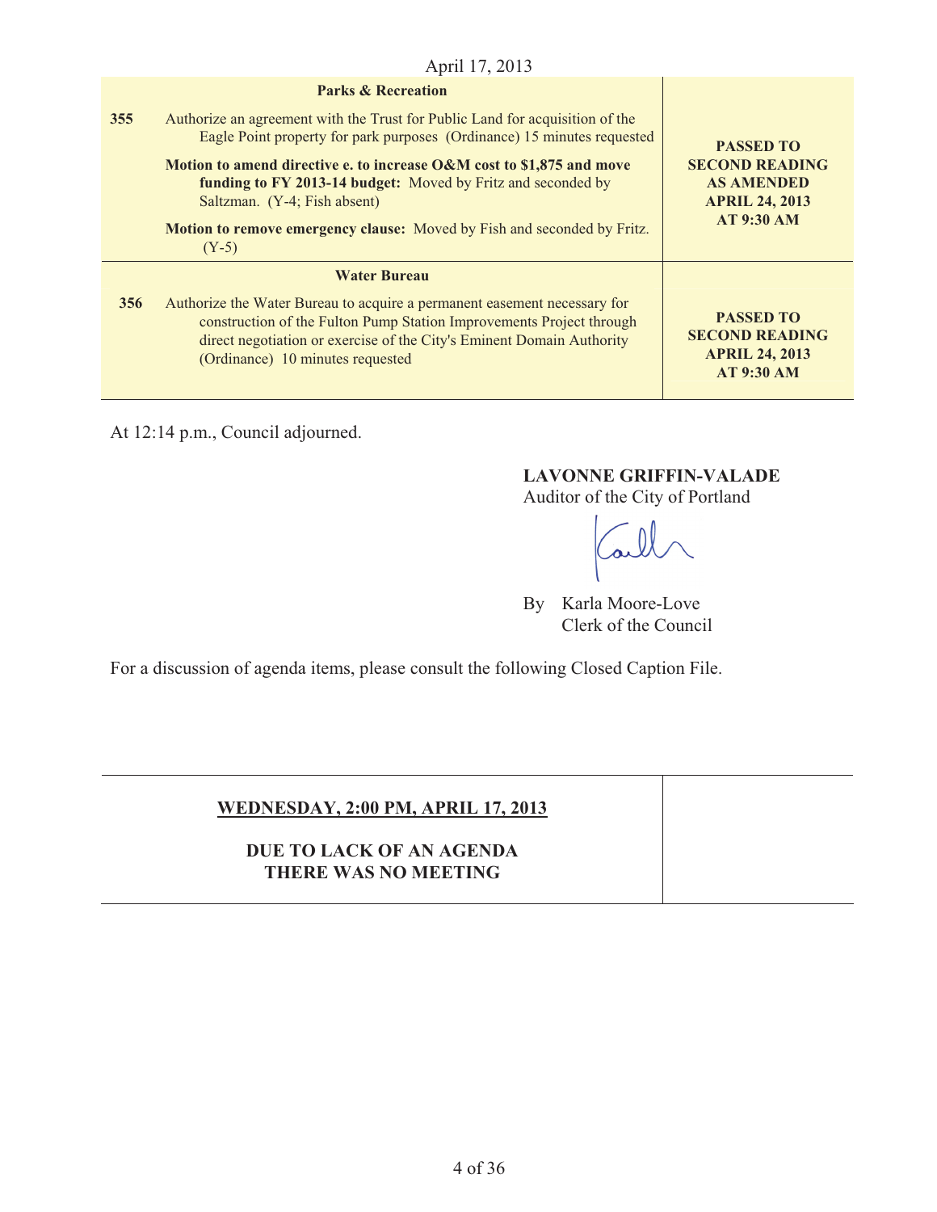April 17, 2013

| | **Parks & Recreation** | |
|---|---|---|
| **355** | Authorize an agreement with the Trust for Public Land for acquisition of the Eagle Point property for park purposes (Ordinance) 15 minutes requested<br><br>**Motion to amend directive e. to increase O&M cost to $1,875 and move funding to FY 2013-14 budget:** Moved by Fritz and seconded by Saltzman. (Y-4; Fish absent)<br><br>**Motion to remove emergency clause:** Moved by Fish and seconded by Fritz. (Y-5) | **PASSED TO SECOND READING AS AMENDED APRIL 24, 2013 AT 9:30 AM** |
| | **Water Bureau** | |
| **356** | Authorize the Water Bureau to acquire a permanent easement necessary for construction of the Fulton Pump Station Improvements Project through direct negotiation or exercise of the City's Eminent Domain Authority (Ordinance) 10 minutes requested | **PASSED TO SECOND READING APRIL 24, 2013 AT 9:30 AM** |

At 12:14 p.m., Council adjourned.

**LAVONNE GRIFFIN-VALADE**
Auditor of the City of Portland

By Karla Moore-Love
Clerk of the Council

For a discussion of agenda items, please consult the following Closed Caption File.

| **WEDNESDAY, 2:00 PM, APRIL 17, 2013**<br><br>**DUE TO LACK OF AN AGENDA THERE WAS NO MEETING** | |
|---|---|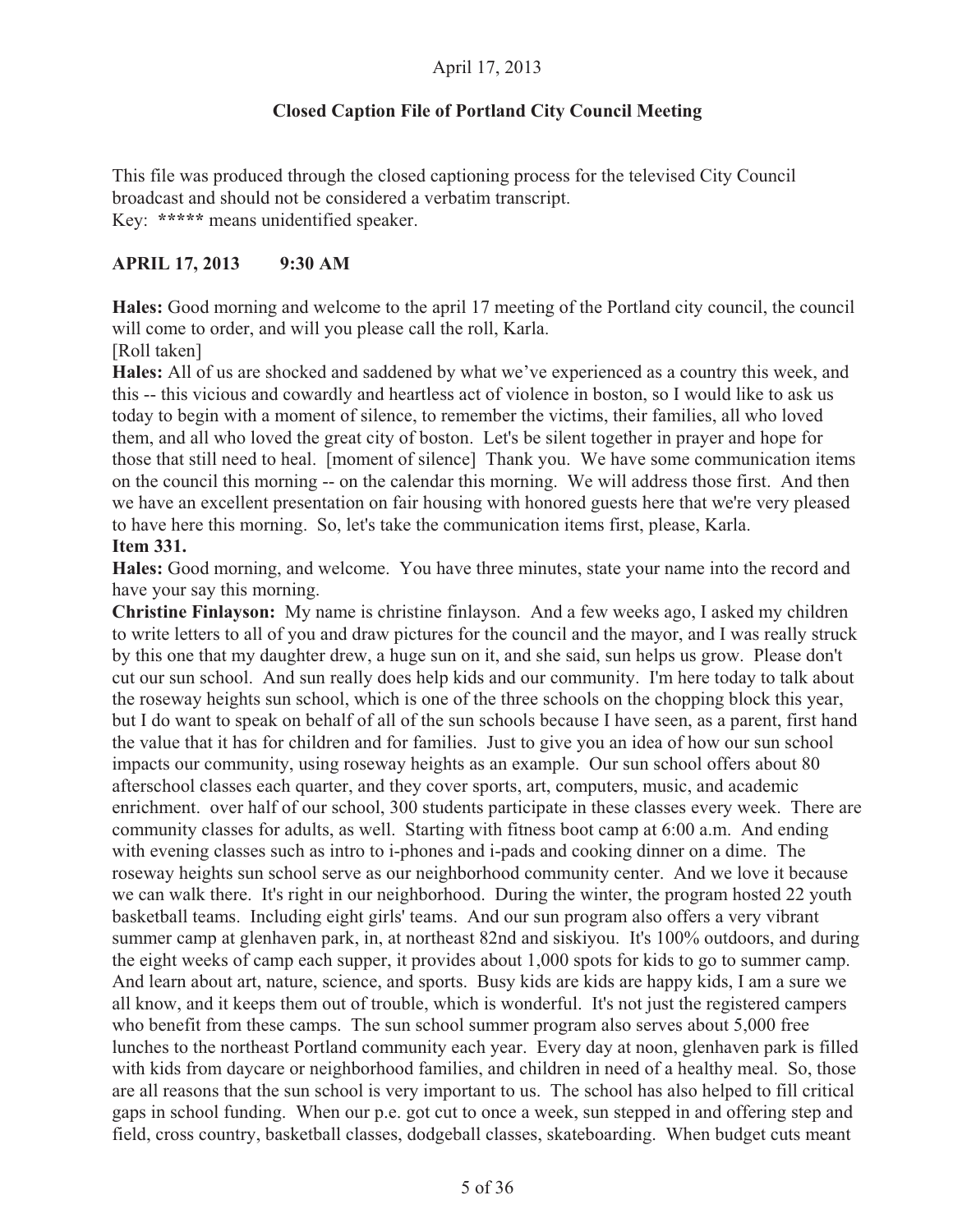April 17, 2013

**Closed Caption File of Portland City Council Meeting**

This file was produced through the closed captioning process for the televised City Council broadcast and should not be considered a verbatim transcript.
Key: **\*\*\*\*\*** means unidentified speaker.

**APRIL 17, 2013 9:30 AM**

**Hales:** Good morning and welcome to the april 17 meeting of the Portland city council, the council will come to order, and will you please call the roll, Karla.
[Roll taken]
**Hales:** All of us are shocked and saddened by what we've experienced as a country this week, and this -- this vicious and cowardly and heartless act of violence in boston, so I would like to ask us today to begin with a moment of silence, to remember the victims, their families, all who loved them, and all who loved the great city of boston. Let's be silent together in prayer and hope for those that still need to heal. [moment of silence] Thank you. We have some communication items on the council this morning -- on the calendar this morning. We will address those first. And then we have an excellent presentation on fair housing with honored guests here that we're very pleased to have here this morning. So, let's take the communication items first, please, Karla.
**Item 331.**
**Hales:** Good morning, and welcome. You have three minutes, state your name into the record and have your say this morning.
**Christine Finlayson:** My name is christine finlayson. And a few weeks ago, I asked my children to write letters to all of you and draw pictures for the council and the mayor, and I was really struck by this one that my daughter drew, a huge sun on it, and she said, sun helps us grow. Please don't cut our sun school. And sun really does help kids and our community. I'm here today to talk about the roseway heights sun school, which is one of the three schools on the chopping block this year, but I do want to speak on behalf of all of the sun schools because I have seen, as a parent, first hand the value that it has for children and for families. Just to give you an idea of how our sun school impacts our community, using roseway heights as an example. Our sun school offers about 80 afterschool classes each quarter, and they cover sports, art, computers, music, and academic enrichment. over half of our school, 300 students participate in these classes every week. There are community classes for adults, as well. Starting with fitness boot camp at 6:00 a.m. And ending with evening classes such as intro to i-phones and i-pads and cooking dinner on a dime. The roseway heights sun school serve as our neighborhood community center. And we love it because we can walk there. It's right in our neighborhood. During the winter, the program hosted 22 youth basketball teams. Including eight girls' teams. And our sun program also offers a very vibrant summer camp at glenhaven park, in, at northeast 82nd and siskiyou. It's 100% outdoors, and during the eight weeks of camp each supper, it provides about 1,000 spots for kids to go to summer camp. And learn about art, nature, science, and sports. Busy kids are kids are happy kids, I am a sure we all know, and it keeps them out of trouble, which is wonderful. It's not just the registered campers who benefit from these camps. The sun school summer program also serves about 5,000 free lunches to the northeast Portland community each year. Every day at noon, glenhaven park is filled with kids from daycare or neighborhood families, and children in need of a healthy meal. So, those are all reasons that the sun school is very important to us. The school has also helped to fill critical gaps in school funding. When our p.e. got cut to once a week, sun stepped in and offering step and field, cross country, basketball classes, dodgeball classes, skateboarding. When budget cuts meant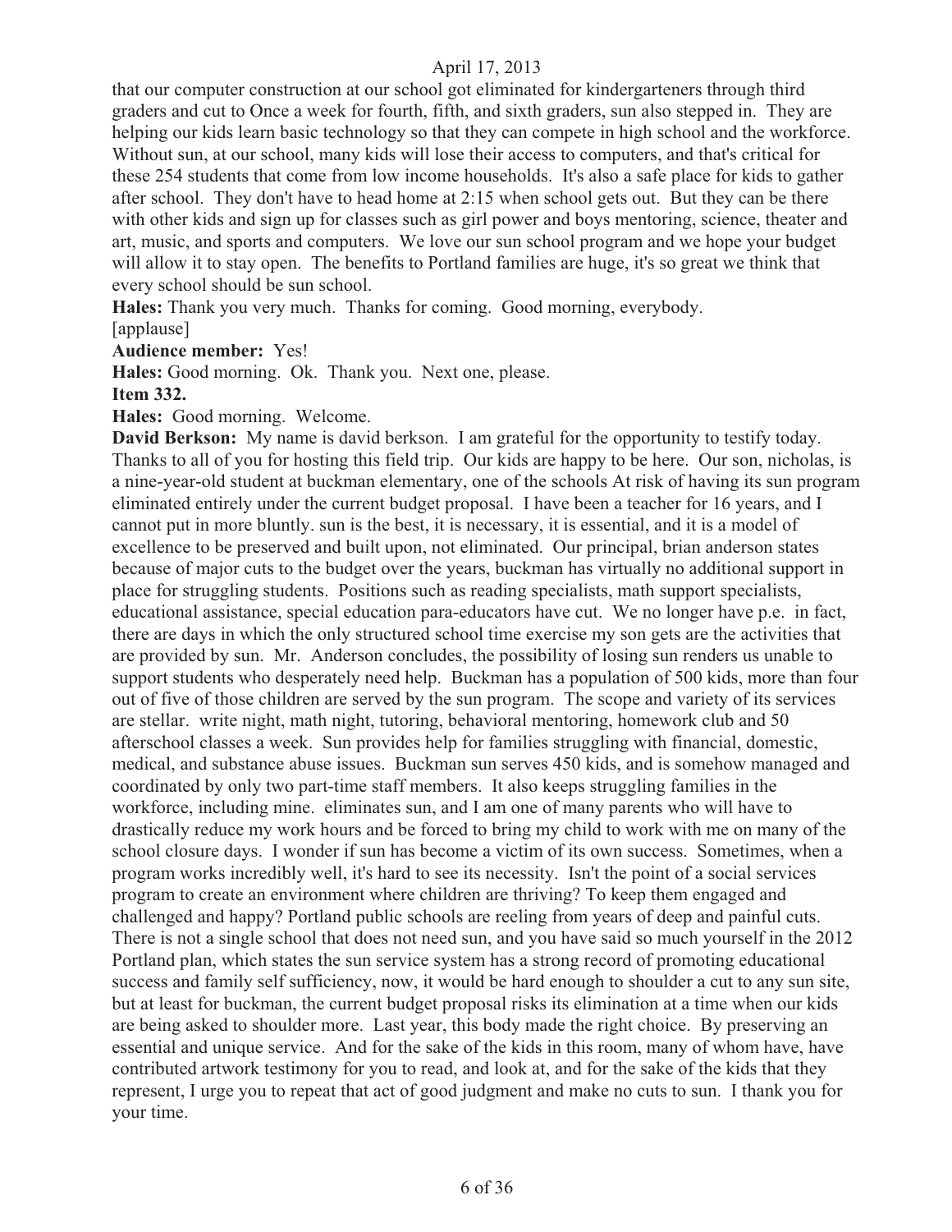that our computer construction at our school got eliminated for kindergarteners through third graders and cut to Once a week for fourth, fifth, and sixth graders, sun also stepped in. They are helping our kids learn basic technology so that they can compete in high school and the workforce. Without sun, at our school, many kids will lose their access to computers, and that's critical for these 254 students that come from low income households. It's also a safe place for kids to gather after school. They don't have to head home at 2:15 when school gets out. But they can be there with other kids and sign up for classes such as girl power and boys mentoring, science, theater and art, music, and sports and computers. We love our sun school program and we hope your budget will allow it to stay open. The benefits to Portland families are huge, it's so great we think that every school should be sun school.

**Hales:** Thank you very much. Thanks for coming. Good morning, everybody.

[applause]

**Audience member:** Yes!

**Hales:** Good morning. Ok. Thank you. Next one, please.

**Item 332.**

**Hales:** Good morning. Welcome.

**David Berkson:** My name is david berkson. I am grateful for the opportunity to testify today. Thanks to all of you for hosting this field trip. Our kids are happy to be here. Our son, nicholas, is a nine-year-old student at buckman elementary, one of the schools At risk of having its sun program eliminated entirely under the current budget proposal. I have been a teacher for 16 years, and I cannot put in more bluntly. sun is the best, it is necessary, it is essential, and it is a model of excellence to be preserved and built upon, not eliminated. Our principal, brian anderson states because of major cuts to the budget over the years, buckman has virtually no additional support in place for struggling students. Positions such as reading specialists, math support specialists, educational assistance, special education para-educators have cut. We no longer have p.e. in fact, there are days in which the only structured school time exercise my son gets are the activities that are provided by sun. Mr. Anderson concludes, the possibility of losing sun renders us unable to support students who desperately need help. Buckman has a population of 500 kids, more than four out of five of those children are served by the sun program. The scope and variety of its services are stellar. write night, math night, tutoring, behavioral mentoring, homework club and 50 afterschool classes a week. Sun provides help for families struggling with financial, domestic, medical, and substance abuse issues. Buckman sun serves 450 kids, and is somehow managed and coordinated by only two part-time staff members. It also keeps struggling families in the workforce, including mine. eliminates sun, and I am one of many parents who will have to drastically reduce my work hours and be forced to bring my child to work with me on many of the school closure days. I wonder if sun has become a victim of its own success. Sometimes, when a program works incredibly well, it's hard to see its necessity. Isn't the point of a social services program to create an environment where children are thriving? To keep them engaged and challenged and happy? Portland public schools are reeling from years of deep and painful cuts. There is not a single school that does not need sun, and you have said so much yourself in the 2012 Portland plan, which states the sun service system has a strong record of promoting educational success and family self sufficiency, now, it would be hard enough to shoulder a cut to any sun site, but at least for buckman, the current budget proposal risks its elimination at a time when our kids are being asked to shoulder more. Last year, this body made the right choice. By preserving an essential and unique service. And for the sake of the kids in this room, many of whom have, have contributed artwork testimony for you to read, and look at, and for the sake of the kids that they represent, I urge you to repeat that act of good judgment and make no cuts to sun. I thank you for your time.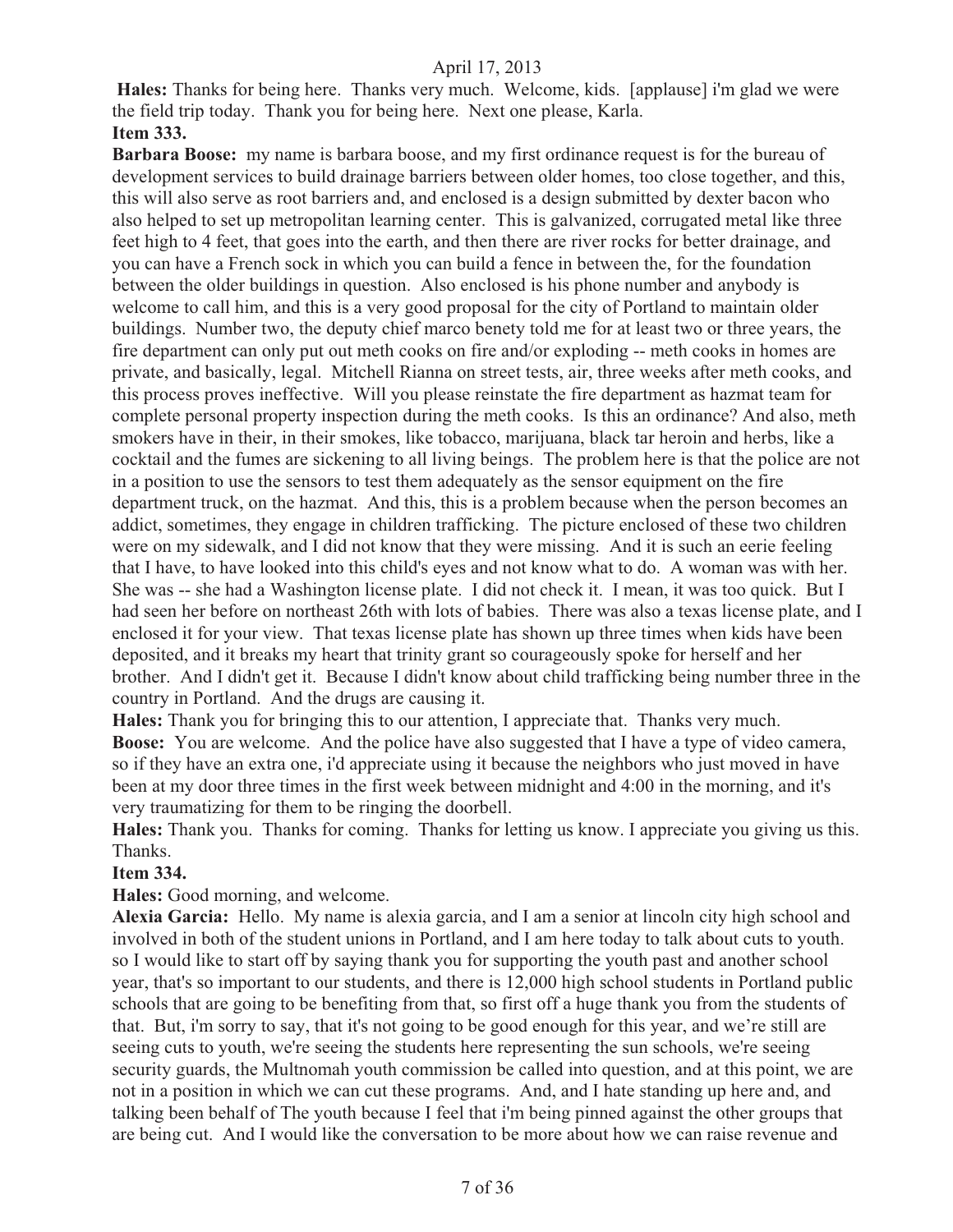**Hales:** Thanks for being here. Thanks very much. Welcome, kids. [applause] i'm glad we were the field trip today. Thank you for being here. Next one please, Karla.

**Item 333.**

**Barbara Boose:** my name is barbara boose, and my first ordinance request is for the bureau of development services to build drainage barriers between older homes, too close together, and this, this will also serve as root barriers and, and enclosed is a design submitted by dexter bacon who also helped to set up metropolitan learning center. This is galvanized, corrugated metal like three feet high to 4 feet, that goes into the earth, and then there are river rocks for better drainage, and you can have a French sock in which you can build a fence in between the, for the foundation between the older buildings in question. Also enclosed is his phone number and anybody is welcome to call him, and this is a very good proposal for the city of Portland to maintain older buildings. Number two, the deputy chief marco benety told me for at least two or three years, the fire department can only put out meth cooks on fire and/or exploding -- meth cooks in homes are private, and basically, legal. Mitchell Rianna on street tests, air, three weeks after meth cooks, and this process proves ineffective. Will you please reinstate the fire department as hazmat team for complete personal property inspection during the meth cooks. Is this an ordinance? And also, meth smokers have in their, in their smokes, like tobacco, marijuana, black tar heroin and herbs, like a cocktail and the fumes are sickening to all living beings. The problem here is that the police are not in a position to use the sensors to test them adequately as the sensor equipment on the fire department truck, on the hazmat. And this, this is a problem because when the person becomes an addict, sometimes, they engage in children trafficking. The picture enclosed of these two children were on my sidewalk, and I did not know that they were missing. And it is such an eerie feeling that I have, to have looked into this child's eyes and not know what to do. A woman was with her. She was -- she had a Washington license plate. I did not check it. I mean, it was too quick. But I had seen her before on northeast 26th with lots of babies. There was also a texas license plate, and I enclosed it for your view. That texas license plate has shown up three times when kids have been deposited, and it breaks my heart that trinity grant so courageously spoke for herself and her brother. And I didn't get it. Because I didn't know about child trafficking being number three in the country in Portland. And the drugs are causing it.

**Hales:** Thank you for bringing this to our attention, I appreciate that. Thanks very much.

**Boose:** You are welcome. And the police have also suggested that I have a type of video camera, so if they have an extra one, i'd appreciate using it because the neighbors who just moved in have been at my door three times in the first week between midnight and 4:00 in the morning, and it's very traumatizing for them to be ringing the doorbell.

**Hales:** Thank you. Thanks for coming. Thanks for letting us know. I appreciate you giving us this. Thanks.

**Item 334.**

**Hales:** Good morning, and welcome.

**Alexia Garcia:** Hello. My name is alexia garcia, and I am a senior at lincoln city high school and involved in both of the student unions in Portland, and I am here today to talk about cuts to youth. so I would like to start off by saying thank you for supporting the youth past and another school year, that's so important to our students, and there is 12,000 high school students in Portland public schools that are going to be benefiting from that, so first off a huge thank you from the students of that. But, i'm sorry to say, that it's not going to be good enough for this year, and we're still are seeing cuts to youth, we're seeing the students here representing the sun schools, we're seeing security guards, the Multnomah youth commission be called into question, and at this point, we are not in a position in which we can cut these programs. And, and I hate standing up here and, and talking been behalf of The youth because I feel that i'm being pinned against the other groups that are being cut. And I would like the conversation to be more about how we can raise revenue and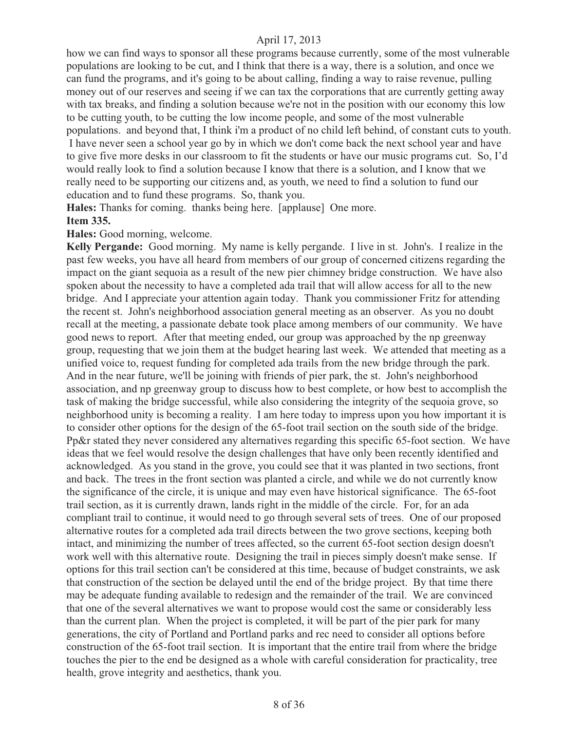how we can find ways to sponsor all these programs because currently, some of the most vulnerable populations are looking to be cut, and I think that there is a way, there is a solution, and once we can fund the programs, and it's going to be about calling, finding a way to raise revenue, pulling money out of our reserves and seeing if we can tax the corporations that are currently getting away with tax breaks, and finding a solution because we're not in the position with our economy this low to be cutting youth, to be cutting the low income people, and some of the most vulnerable populations. and beyond that, I think i'm a product of no child left behind, of constant cuts to youth. I have never seen a school year go by in which we don't come back the next school year and have to give five more desks in our classroom to fit the students or have our music programs cut. So, I'd would really look to find a solution because I know that there is a solution, and I know that we really need to be supporting our citizens and, as youth, we need to find a solution to fund our education and to fund these programs. So, thank you.

**Hales:** Thanks for coming. thanks being here. [applause] One more.

**Item 335.**

**Hales:** Good morning, welcome.

**Kelly Pergande:** Good morning. My name is kelly pergande. I live in st. John's. I realize in the past few weeks, you have all heard from members of our group of concerned citizens regarding the impact on the giant sequoia as a result of the new pier chimney bridge construction. We have also spoken about the necessity to have a completed ada trail that will allow access for all to the new bridge. And I appreciate your attention again today. Thank you commissioner Fritz for attending the recent st. John's neighborhood association general meeting as an observer. As you no doubt recall at the meeting, a passionate debate took place among members of our community. We have good news to report. After that meeting ended, our group was approached by the np greenway group, requesting that we join them at the budget hearing last week. We attended that meeting as a unified voice to, request funding for completed ada trails from the new bridge through the park. And in the near future, we'll be joining with friends of pier park, the st. John's neighborhood association, and np greenway group to discuss how to best complete, or how best to accomplish the task of making the bridge successful, while also considering the integrity of the sequoia grove, so neighborhood unity is becoming a reality. I am here today to impress upon you how important it is to consider other options for the design of the 65-foot trail section on the south side of the bridge. Pp&r stated they never considered any alternatives regarding this specific 65-foot section. We have ideas that we feel would resolve the design challenges that have only been recently identified and acknowledged. As you stand in the grove, you could see that it was planted in two sections, front and back. The trees in the front section was planted a circle, and while we do not currently know the significance of the circle, it is unique and may even have historical significance. The 65-foot trail section, as it is currently drawn, lands right in the middle of the circle. For, for an ada compliant trail to continue, it would need to go through several sets of trees. One of our proposed alternative routes for a completed ada trail directs between the two grove sections, keeping both intact, and minimizing the number of trees affected, so the current 65-foot section design doesn't work well with this alternative route. Designing the trail in pieces simply doesn't make sense. If options for this trail section can't be considered at this time, because of budget constraints, we ask that construction of the section be delayed until the end of the bridge project. By that time there may be adequate funding available to redesign and the remainder of the trail. We are convinced that one of the several alternatives we want to propose would cost the same or considerably less than the current plan. When the project is completed, it will be part of the pier park for many generations, the city of Portland and Portland parks and rec need to consider all options before construction of the 65-foot trail section. It is important that the entire trail from where the bridge touches the pier to the end be designed as a whole with careful consideration for practicality, tree health, grove integrity and aesthetics, thank you.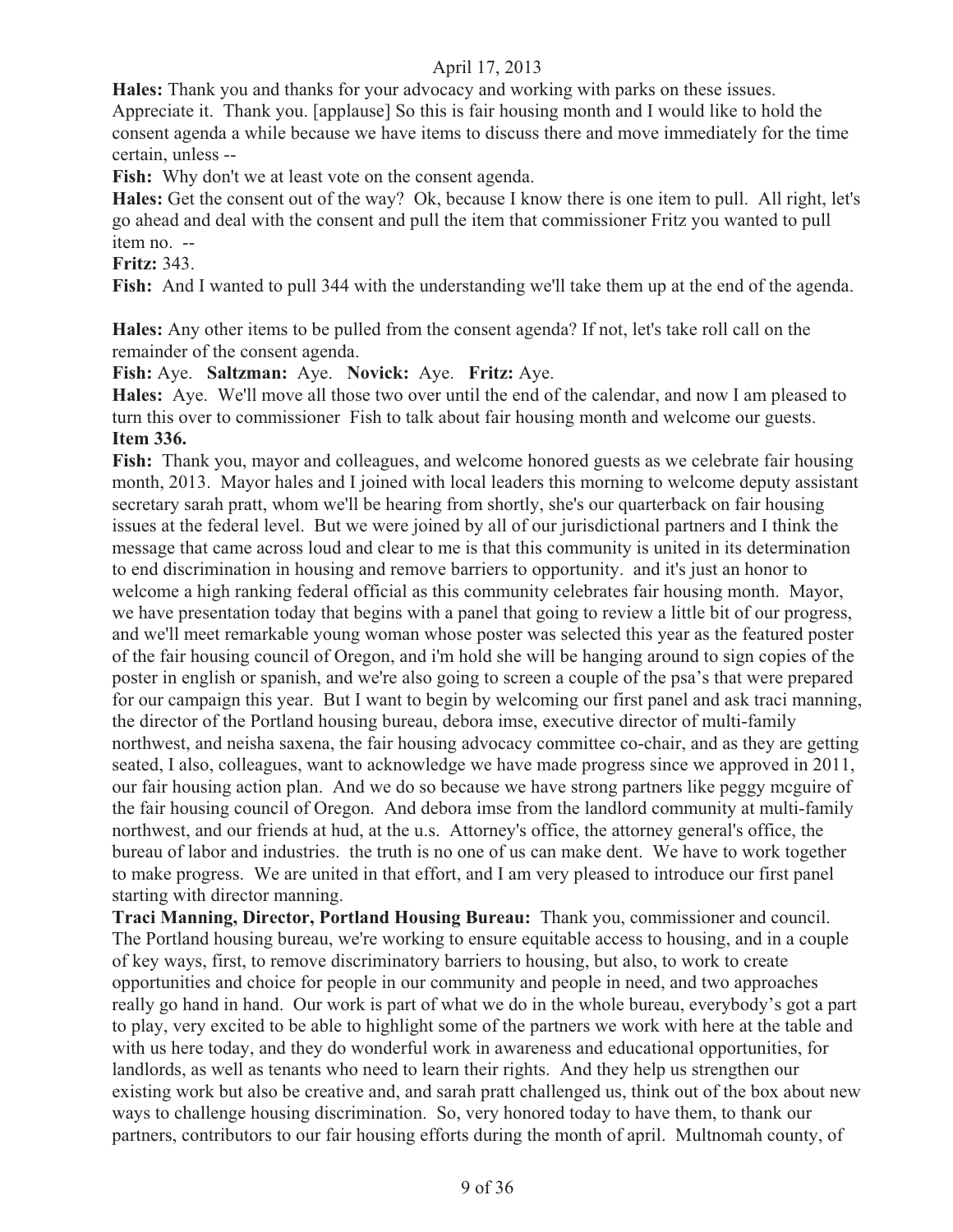**Hales:** Thank you and thanks for your advocacy and working with parks on these issues. Appreciate it. Thank you. [applause] So this is fair housing month and I would like to hold the consent agenda a while because we have items to discuss there and move immediately for the time certain, unless --

**Fish:** Why don't we at least vote on the consent agenda.

**Hales:** Get the consent out of the way? Ok, because I know there is one item to pull. All right, let's go ahead and deal with the consent and pull the item that commissioner Fritz you wanted to pull item no. --

**Fritz:** 343.

**Fish:** And I wanted to pull 344 with the understanding we'll take them up at the end of the agenda.

**Hales:** Any other items to be pulled from the consent agenda? If not, let's take roll call on the remainder of the consent agenda.

**Fish:** Aye. **Saltzman:** Aye. **Novick:** Aye. **Fritz:** Aye.

**Hales:** Aye. We'll move all those two over until the end of the calendar, and now I am pleased to turn this over to commissioner Fish to talk about fair housing month and welcome our guests.

**Item 336.**

**Fish:** Thank you, mayor and colleagues, and welcome honored guests as we celebrate fair housing month, 2013. Mayor hales and I joined with local leaders this morning to welcome deputy assistant secretary sarah pratt, whom we'll be hearing from shortly, she's our quarterback on fair housing issues at the federal level. But we were joined by all of our jurisdictional partners and I think the message that came across loud and clear to me is that this community is united in its determination to end discrimination in housing and remove barriers to opportunity. and it's just an honor to welcome a high ranking federal official as this community celebrates fair housing month. Mayor, we have presentation today that begins with a panel that going to review a little bit of our progress, and we'll meet remarkable young woman whose poster was selected this year as the featured poster of the fair housing council of Oregon, and i'm hold she will be hanging around to sign copies of the poster in english or spanish, and we're also going to screen a couple of the psa's that were prepared for our campaign this year. But I want to begin by welcoming our first panel and ask traci manning, the director of the Portland housing bureau, debora imse, executive director of multi-family northwest, and neisha saxena, the fair housing advocacy committee co-chair, and as they are getting seated, I also, colleagues, want to acknowledge we have made progress since we approved in 2011, our fair housing action plan. And we do so because we have strong partners like peggy mcguire of the fair housing council of Oregon. And debora imse from the landlord community at multi-family northwest, and our friends at hud, at the u.s. Attorney's office, the attorney general's office, the bureau of labor and industries. the truth is no one of us can make dent. We have to work together to make progress. We are united in that effort, and I am very pleased to introduce our first panel starting with director manning.

**Traci Manning, Director, Portland Housing Bureau:** Thank you, commissioner and council. The Portland housing bureau, we're working to ensure equitable access to housing, and in a couple of key ways, first, to remove discriminatory barriers to housing, but also, to work to create opportunities and choice for people in our community and people in need, and two approaches really go hand in hand. Our work is part of what we do in the whole bureau, everybody's got a part to play, very excited to be able to highlight some of the partners we work with here at the table and with us here today, and they do wonderful work in awareness and educational opportunities, for landlords, as well as tenants who need to learn their rights. And they help us strengthen our existing work but also be creative and, and sarah pratt challenged us, think out of the box about new ways to challenge housing discrimination. So, very honored today to have them, to thank our partners, contributors to our fair housing efforts during the month of april. Multnomah county, of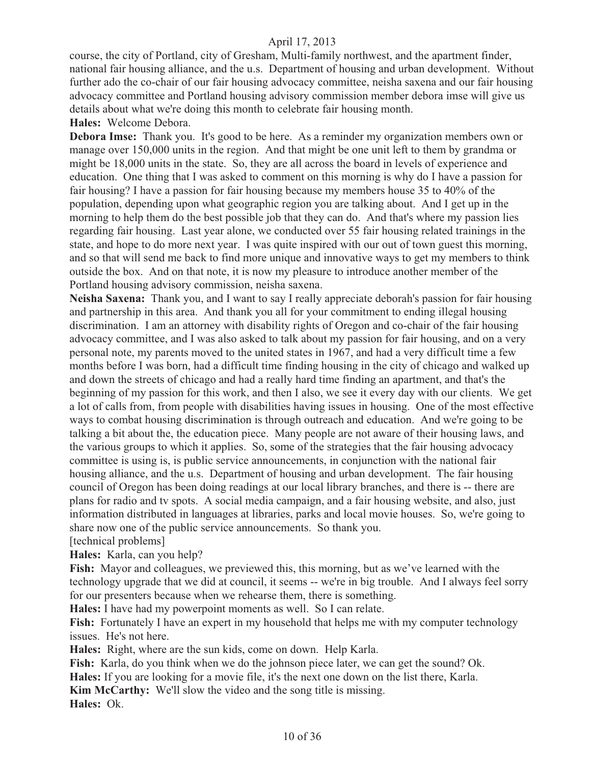course, the city of Portland, city of Gresham, Multi-family northwest, and the apartment finder, national fair housing alliance, and the u.s. Department of housing and urban development. Without further ado the co-chair of our fair housing advocacy committee, neisha saxena and our fair housing advocacy committee and Portland housing advisory commission member debora imse will give us details about what we're doing this month to celebrate fair housing month.

**Hales:** Welcome Debora.

**Debora Imse:** Thank you. It's good to be here. As a reminder my organization members own or manage over 150,000 units in the region. And that might be one unit left to them by grandma or might be 18,000 units in the state. So, they are all across the board in levels of experience and education. One thing that I was asked to comment on this morning is why do I have a passion for fair housing? I have a passion for fair housing because my members house 35 to 40% of the population, depending upon what geographic region you are talking about. And I get up in the morning to help them do the best possible job that they can do. And that's where my passion lies regarding fair housing. Last year alone, we conducted over 55 fair housing related trainings in the state, and hope to do more next year. I was quite inspired with our out of town guest this morning, and so that will send me back to find more unique and innovative ways to get my members to think outside the box. And on that note, it is now my pleasure to introduce another member of the Portland housing advisory commission, neisha saxena.

**Neisha Saxena:** Thank you, and I want to say I really appreciate deborah's passion for fair housing and partnership in this area. And thank you all for your commitment to ending illegal housing discrimination. I am an attorney with disability rights of Oregon and co-chair of the fair housing advocacy committee, and I was also asked to talk about my passion for fair housing, and on a very personal note, my parents moved to the united states in 1967, and had a very difficult time a few months before I was born, had a difficult time finding housing in the city of chicago and walked up and down the streets of chicago and had a really hard time finding an apartment, and that's the beginning of my passion for this work, and then I also, we see it every day with our clients. We get a lot of calls from, from people with disabilities having issues in housing. One of the most effective ways to combat housing discrimination is through outreach and education. And we're going to be talking a bit about the, the education piece. Many people are not aware of their housing laws, and the various groups to which it applies. So, some of the strategies that the fair housing advocacy committee is using is, is public service announcements, in conjunction with the national fair housing alliance, and the u.s. Department of housing and urban development. The fair housing council of Oregon has been doing readings at our local library branches, and there is -- there are plans for radio and tv spots. A social media campaign, and a fair housing website, and also, just information distributed in languages at libraries, parks and local movie houses. So, we're going to share now one of the public service announcements. So thank you.

[technical problems]

**Hales:** Karla, can you help?

**Fish:** Mayor and colleagues, we previewed this, this morning, but as we've learned with the technology upgrade that we did at council, it seems -- we're in big trouble. And I always feel sorry for our presenters because when we rehearse them, there is something.

**Hales:** I have had my powerpoint moments as well. So I can relate.

**Fish:** Fortunately I have an expert in my household that helps me with my computer technology issues. He's not here.

**Hales:** Right, where are the sun kids, come on down. Help Karla.

**Fish:** Karla, do you think when we do the johnson piece later, we can get the sound? Ok.

**Hales:** If you are looking for a movie file, it's the next one down on the list there, Karla.

**Kim McCarthy:** We'll slow the video and the song title is missing.

**Hales:** Ok.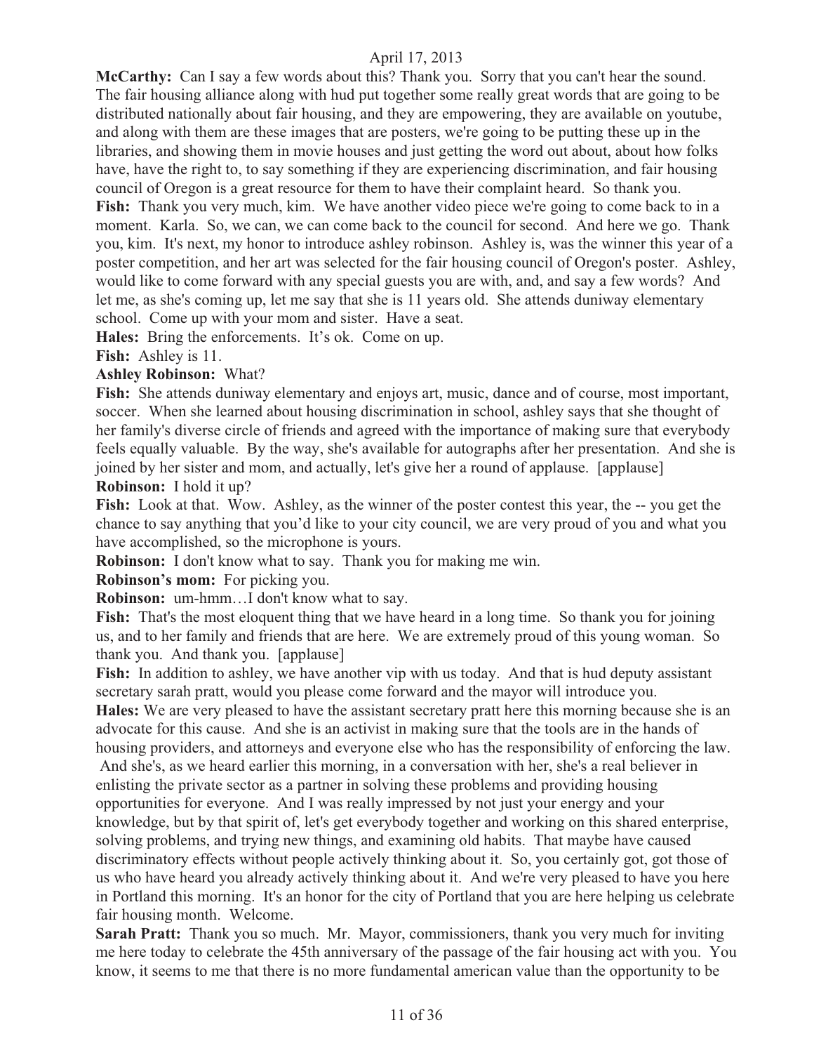**McCarthy:** Can I say a few words about this? Thank you. Sorry that you can't hear the sound. The fair housing alliance along with hud put together some really great words that are going to be distributed nationally about fair housing, and they are empowering, they are available on youtube, and along with them are these images that are posters, we're going to be putting these up in the libraries, and showing them in movie houses and just getting the word out about, about how folks have, have the right to, to say something if they are experiencing discrimination, and fair housing council of Oregon is a great resource for them to have their complaint heard. So thank you.

**Fish:** Thank you very much, kim. We have another video piece we're going to come back to in a moment. Karla. So, we can, we can come back to the council for second. And here we go. Thank you, kim. It's next, my honor to introduce ashley robinson. Ashley is, was the winner this year of a poster competition, and her art was selected for the fair housing council of Oregon's poster. Ashley, would like to come forward with any special guests you are with, and, and say a few words? And let me, as she's coming up, let me say that she is 11 years old. She attends duniway elementary school. Come up with your mom and sister. Have a seat.

**Hales:** Bring the enforcements. It's ok. Come on up.

**Fish:** Ashley is 11.

**Ashley Robinson:** What?

**Fish:** She attends duniway elementary and enjoys art, music, dance and of course, most important, soccer. When she learned about housing discrimination in school, ashley says that she thought of her family's diverse circle of friends and agreed with the importance of making sure that everybody feels equally valuable. By the way, she's available for autographs after her presentation. And she is joined by her sister and mom, and actually, let's give her a round of applause. [applause]

**Robinson:** I hold it up?

**Fish:** Look at that. Wow. Ashley, as the winner of the poster contest this year, the -- you get the chance to say anything that you'd like to your city council, we are very proud of you and what you have accomplished, so the microphone is yours.

**Robinson:** I don't know what to say. Thank you for making me win.

**Robinson's mom:** For picking you.

**Robinson:** um-hmm…I don't know what to say.

**Fish:** That's the most eloquent thing that we have heard in a long time. So thank you for joining us, and to her family and friends that are here. We are extremely proud of this young woman. So thank you. And thank you. [applause]

**Fish:** In addition to ashley, we have another vip with us today. And that is hud deputy assistant secretary sarah pratt, would you please come forward and the mayor will introduce you.

**Hales:** We are very pleased to have the assistant secretary pratt here this morning because she is an advocate for this cause. And she is an activist in making sure that the tools are in the hands of housing providers, and attorneys and everyone else who has the responsibility of enforcing the law. And she's, as we heard earlier this morning, in a conversation with her, she's a real believer in enlisting the private sector as a partner in solving these problems and providing housing opportunities for everyone. And I was really impressed by not just your energy and your knowledge, but by that spirit of, let's get everybody together and working on this shared enterprise, solving problems, and trying new things, and examining old habits. That maybe have caused discriminatory effects without people actively thinking about it. So, you certainly got, got those of us who have heard you already actively thinking about it. And we're very pleased to have you here in Portland this morning. It's an honor for the city of Portland that you are here helping us celebrate fair housing month. Welcome.

**Sarah Pratt:** Thank you so much. Mr. Mayor, commissioners, thank you very much for inviting me here today to celebrate the 45th anniversary of the passage of the fair housing act with you. You know, it seems to me that there is no more fundamental american value than the opportunity to be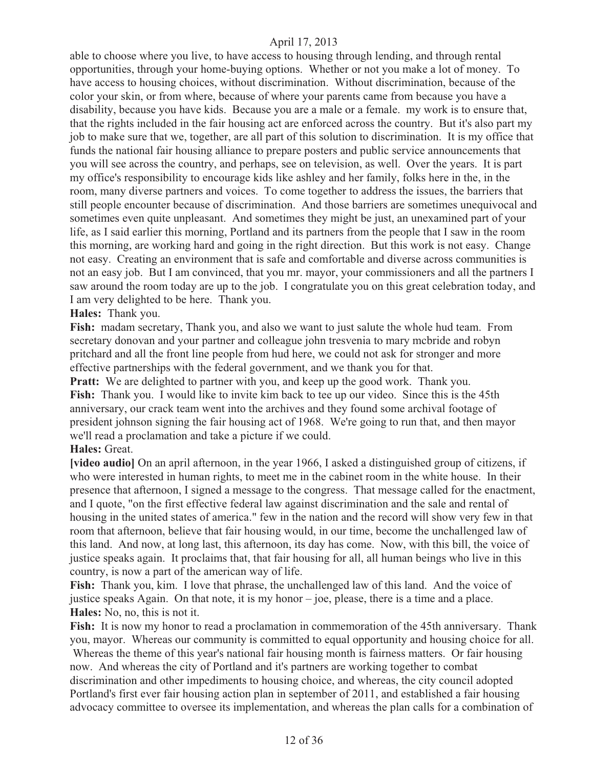able to choose where you live, to have access to housing through lending, and through rental opportunities, through your home-buying options. Whether or not you make a lot of money. To have access to housing choices, without discrimination. Without discrimination, because of the color your skin, or from where, because of where your parents came from because you have a disability, because you have kids. Because you are a male or a female. my work is to ensure that, that the rights included in the fair housing act are enforced across the country. But it's also part my job to make sure that we, together, are all part of this solution to discrimination. It is my office that funds the national fair housing alliance to prepare posters and public service announcements that you will see across the country, and perhaps, see on television, as well. Over the years. It is part my office's responsibility to encourage kids like ashley and her family, folks here in the, in the room, many diverse partners and voices. To come together to address the issues, the barriers that still people encounter because of discrimination. And those barriers are sometimes unequivocal and sometimes even quite unpleasant. And sometimes they might be just, an unexamined part of your life, as I said earlier this morning, Portland and its partners from the people that I saw in the room this morning, are working hard and going in the right direction. But this work is not easy. Change not easy. Creating an environment that is safe and comfortable and diverse across communities is not an easy job. But I am convinced, that you mr. mayor, your commissioners and all the partners I saw around the room today are up to the job. I congratulate you on this great celebration today, and I am very delighted to be here. Thank you.

**Hales:** Thank you.

**Fish:** madam secretary, Thank you, and also we want to just salute the whole hud team. From secretary donovan and your partner and colleague john tresvenia to mary mcbride and robyn pritchard and all the front line people from hud here, we could not ask for stronger and more effective partnerships with the federal government, and we thank you for that.

**Pratt:** We are delighted to partner with you, and keep up the good work. Thank you.

**Fish:** Thank you. I would like to invite kim back to tee up our video. Since this is the 45th anniversary, our crack team went into the archives and they found some archival footage of president johnson signing the fair housing act of 1968. We're going to run that, and then mayor we'll read a proclamation and take a picture if we could.

**Hales:** Great.

**[video audio]** On an april afternoon, in the year 1966, I asked a distinguished group of citizens, if who were interested in human rights, to meet me in the cabinet room in the white house. In their presence that afternoon, I signed a message to the congress. That message called for the enactment, and I quote, "on the first effective federal law against discrimination and the sale and rental of housing in the united states of america." few in the nation and the record will show very few in that room that afternoon, believe that fair housing would, in our time, become the unchallenged law of this land. And now, at long last, this afternoon, its day has come. Now, with this bill, the voice of justice speaks again. It proclaims that, that fair housing for all, all human beings who live in this country, is now a part of the american way of life.

**Fish:** Thank you, kim. I love that phrase, the unchallenged law of this land. And the voice of justice speaks Again. On that note, it is my honor – joe, please, there is a time and a place.

**Hales:** No, no, this is not it.

**Fish:** It is now my honor to read a proclamation in commemoration of the 45th anniversary. Thank you, mayor. Whereas our community is committed to equal opportunity and housing choice for all. Whereas the theme of this year's national fair housing month is fairness matters. Or fair housing now. And whereas the city of Portland and it's partners are working together to combat discrimination and other impediments to housing choice, and whereas, the city council adopted Portland's first ever fair housing action plan in september of 2011, and established a fair housing advocacy committee to oversee its implementation, and whereas the plan calls for a combination of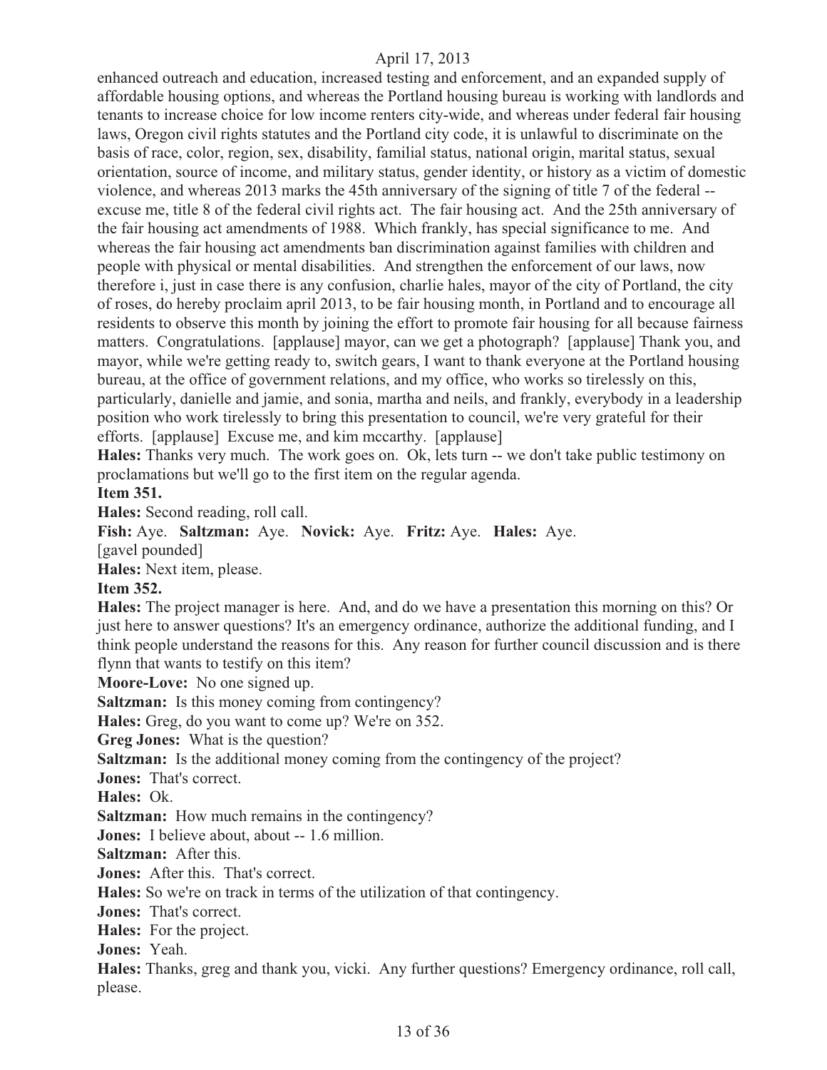enhanced outreach and education, increased testing and enforcement, and an expanded supply of affordable housing options, and whereas the Portland housing bureau is working with landlords and tenants to increase choice for low income renters city-wide, and whereas under federal fair housing laws, Oregon civil rights statutes and the Portland city code, it is unlawful to discriminate on the basis of race, color, region, sex, disability, familial status, national origin, marital status, sexual orientation, source of income, and military status, gender identity, or history as a victim of domestic violence, and whereas 2013 marks the 45th anniversary of the signing of title 7 of the federal -- excuse me, title 8 of the federal civil rights act. The fair housing act. And the 25th anniversary of the fair housing act amendments of 1988. Which frankly, has special significance to me. And whereas the fair housing act amendments ban discrimination against families with children and people with physical or mental disabilities. And strengthen the enforcement of our laws, now therefore i, just in case there is any confusion, charlie hales, mayor of the city of Portland, the city of roses, do hereby proclaim april 2013, to be fair housing month, in Portland and to encourage all residents to observe this month by joining the effort to promote fair housing for all because fairness matters. Congratulations. [applause] mayor, can we get a photograph? [applause] Thank you, and mayor, while we're getting ready to, switch gears, I want to thank everyone at the Portland housing bureau, at the office of government relations, and my office, who works so tirelessly on this, particularly, danielle and jamie, and sonia, martha and neils, and frankly, everybody in a leadership position who work tirelessly to bring this presentation to council, we're very grateful for their efforts. [applause] Excuse me, and kim mccarthy. [applause]

**Hales:** Thanks very much. The work goes on. Ok, lets turn -- we don't take public testimony on proclamations but we'll go to the first item on the regular agenda.

**Item 351.**

**Hales:** Second reading, roll call.

**Fish:** Aye. **Saltzman:** Aye. **Novick:** Aye. **Fritz:** Aye. **Hales:** Aye.

[gavel pounded]

**Hales:** Next item, please.

**Item 352.**

**Hales:** The project manager is here. And, and do we have a presentation this morning on this? Or just here to answer questions? It's an emergency ordinance, authorize the additional funding, and I think people understand the reasons for this. Any reason for further council discussion and is there flynn that wants to testify on this item?

**Moore-Love:** No one signed up.

**Saltzman:** Is this money coming from contingency?

**Hales:** Greg, do you want to come up? We're on 352.

**Greg Jones:** What is the question?

**Saltzman:** Is the additional money coming from the contingency of the project?

**Jones:** That's correct.

**Hales:** Ok.

**Saltzman:** How much remains in the contingency?

**Jones:** I believe about, about -- 1.6 million.

**Saltzman:** After this.

**Jones:** After this. That's correct.

**Hales:** So we're on track in terms of the utilization of that contingency.

**Jones:** That's correct.

**Hales:** For the project.

**Jones:** Yeah.

**Hales:** Thanks, greg and thank you, vicki. Any further questions? Emergency ordinance, roll call, please.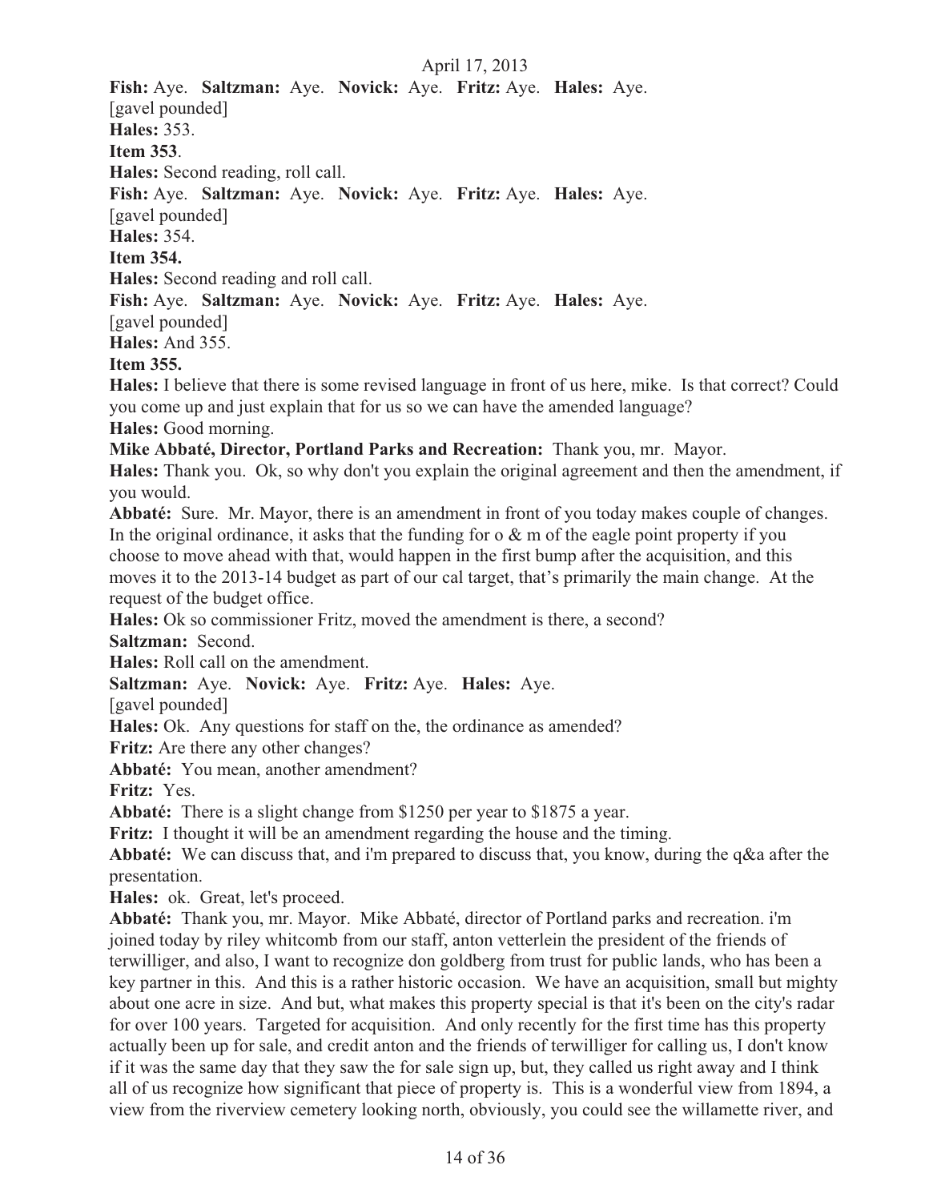**Fish:** Aye. **Saltzman:** Aye. **Novick:** Aye. **Fritz:** Aye. **Hales:** Aye.
[gavel pounded]
**Hales:** 353.
**Item 353**.
**Hales:** Second reading, roll call.
**Fish:** Aye. **Saltzman:** Aye. **Novick:** Aye. **Fritz:** Aye. **Hales:** Aye.
[gavel pounded]
**Hales:** 354.
**Item 354.**
**Hales:** Second reading and roll call.
**Fish:** Aye. **Saltzman:** Aye. **Novick:** Aye. **Fritz:** Aye. **Hales:** Aye.
[gavel pounded]
**Hales:** And 355.
**Item 355.**
**Hales:** I believe that there is some revised language in front of us here, mike. Is that correct? Could you come up and just explain that for us so we can have the amended language?
**Hales:** Good morning.
**Mike Abbaté, Director, Portland Parks and Recreation:** Thank you, mr. Mayor.
**Hales:** Thank you. Ok, so why don't you explain the original agreement and then the amendment, if you would.
**Abbaté:** Sure. Mr. Mayor, there is an amendment in front of you today makes couple of changes. In the original ordinance, it asks that the funding for o & m of the eagle point property if you choose to move ahead with that, would happen in the first bump after the acquisition, and this moves it to the 2013-14 budget as part of our cal target, that's primarily the main change. At the request of the budget office.
**Hales:** Ok so commissioner Fritz, moved the amendment is there, a second?
**Saltzman:** Second.
**Hales:** Roll call on the amendment.
**Saltzman:** Aye. **Novick:** Aye. **Fritz:** Aye. **Hales:** Aye.
[gavel pounded]
**Hales:** Ok. Any questions for staff on the, the ordinance as amended?
**Fritz:** Are there any other changes?
**Abbaté:** You mean, another amendment?
**Fritz:** Yes.
**Abbaté:** There is a slight change from $1250 per year to $1875 a year.
**Fritz:** I thought it will be an amendment regarding the house and the timing.
**Abbaté:** We can discuss that, and i'm prepared to discuss that, you know, during the q&a after the presentation.
**Hales:** ok. Great, let's proceed.
**Abbaté:** Thank you, mr. Mayor. Mike Abbaté, director of Portland parks and recreation. i'm joined today by riley whitcomb from our staff, anton vetterlein the president of the friends of terwilliger, and also, I want to recognize don goldberg from trust for public lands, who has been a key partner in this. And this is a rather historic occasion. We have an acquisition, small but mighty about one acre in size. And but, what makes this property special is that it's been on the city's radar for over 100 years. Targeted for acquisition. And only recently for the first time has this property actually been up for sale, and credit anton and the friends of terwilliger for calling us, I don't know if it was the same day that they saw the for sale sign up, but, they called us right away and I think all of us recognize how significant that piece of property is. This is a wonderful view from 1894, a view from the riverview cemetery looking north, obviously, you could see the willamette river, and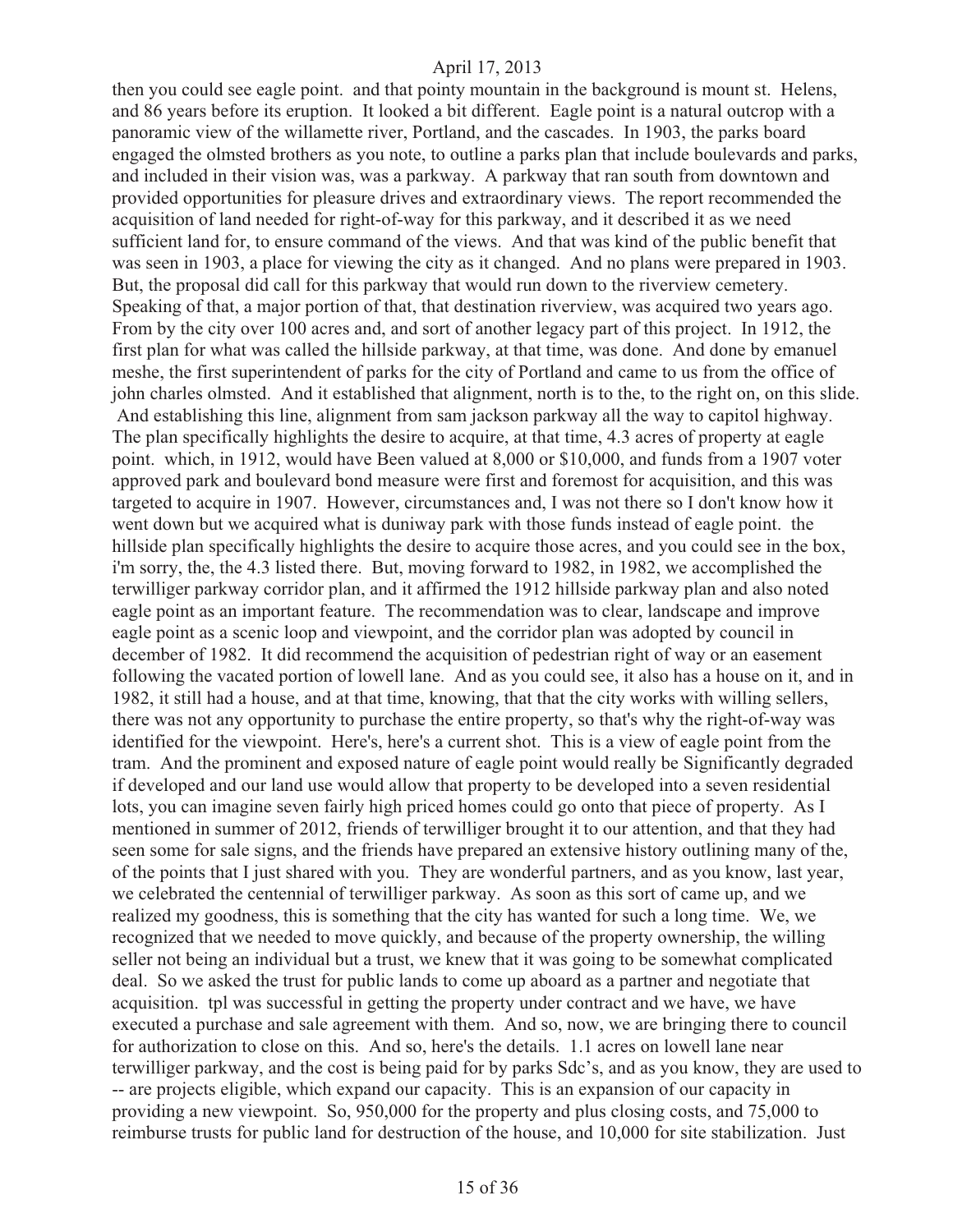then you could see eagle point. and that pointy mountain in the background is mount st. Helens, and 86 years before its eruption. It looked a bit different. Eagle point is a natural outcrop with a panoramic view of the willamette river, Portland, and the cascades. In 1903, the parks board engaged the olmsted brothers as you note, to outline a parks plan that include boulevards and parks, and included in their vision was, was a parkway. A parkway that ran south from downtown and provided opportunities for pleasure drives and extraordinary views. The report recommended the acquisition of land needed for right-of-way for this parkway, and it described it as we need sufficient land for, to ensure command of the views. And that was kind of the public benefit that was seen in 1903, a place for viewing the city as it changed. And no plans were prepared in 1903. But, the proposal did call for this parkway that would run down to the riverview cemetery. Speaking of that, a major portion of that, that destination riverview, was acquired two years ago. From by the city over 100 acres and, and sort of another legacy part of this project. In 1912, the first plan for what was called the hillside parkway, at that time, was done. And done by emanuel meshe, the first superintendent of parks for the city of Portland and came to us from the office of john charles olmsted. And it established that alignment, north is to the, to the right on, on this slide. And establishing this line, alignment from sam jackson parkway all the way to capitol highway. The plan specifically highlights the desire to acquire, at that time, 4.3 acres of property at eagle point. which, in 1912, would have Been valued at 8,000 or $10,000, and funds from a 1907 voter approved park and boulevard bond measure were first and foremost for acquisition, and this was targeted to acquire in 1907. However, circumstances and, I was not there so I don't know how it went down but we acquired what is duniway park with those funds instead of eagle point. the hillside plan specifically highlights the desire to acquire those acres, and you could see in the box, i'm sorry, the, the 4.3 listed there. But, moving forward to 1982, in 1982, we accomplished the terwilliger parkway corridor plan, and it affirmed the 1912 hillside parkway plan and also noted eagle point as an important feature. The recommendation was to clear, landscape and improve eagle point as a scenic loop and viewpoint, and the corridor plan was adopted by council in december of 1982. It did recommend the acquisition of pedestrian right of way or an easement following the vacated portion of lowell lane. And as you could see, it also has a house on it, and in 1982, it still had a house, and at that time, knowing, that that the city works with willing sellers, there was not any opportunity to purchase the entire property, so that's why the right-of-way was identified for the viewpoint. Here's, here's a current shot. This is a view of eagle point from the tram. And the prominent and exposed nature of eagle point would really be Significantly degraded if developed and our land use would allow that property to be developed into a seven residential lots, you can imagine seven fairly high priced homes could go onto that piece of property. As I mentioned in summer of 2012, friends of terwilliger brought it to our attention, and that they had seen some for sale signs, and the friends have prepared an extensive history outlining many of the, of the points that I just shared with you. They are wonderful partners, and as you know, last year, we celebrated the centennial of terwilliger parkway. As soon as this sort of came up, and we realized my goodness, this is something that the city has wanted for such a long time. We, we recognized that we needed to move quickly, and because of the property ownership, the willing seller not being an individual but a trust, we knew that it was going to be somewhat complicated deal. So we asked the trust for public lands to come up aboard as a partner and negotiate that acquisition. tpl was successful in getting the property under contract and we have, we have executed a purchase and sale agreement with them. And so, now, we are bringing there to council for authorization to close on this. And so, here's the details. 1.1 acres on lowell lane near terwilliger parkway, and the cost is being paid for by parks Sdc's, and as you know, they are used to -- are projects eligible, which expand our capacity. This is an expansion of our capacity in providing a new viewpoint. So, 950,000 for the property and plus closing costs, and 75,000 to reimburse trusts for public land for destruction of the house, and 10,000 for site stabilization. Just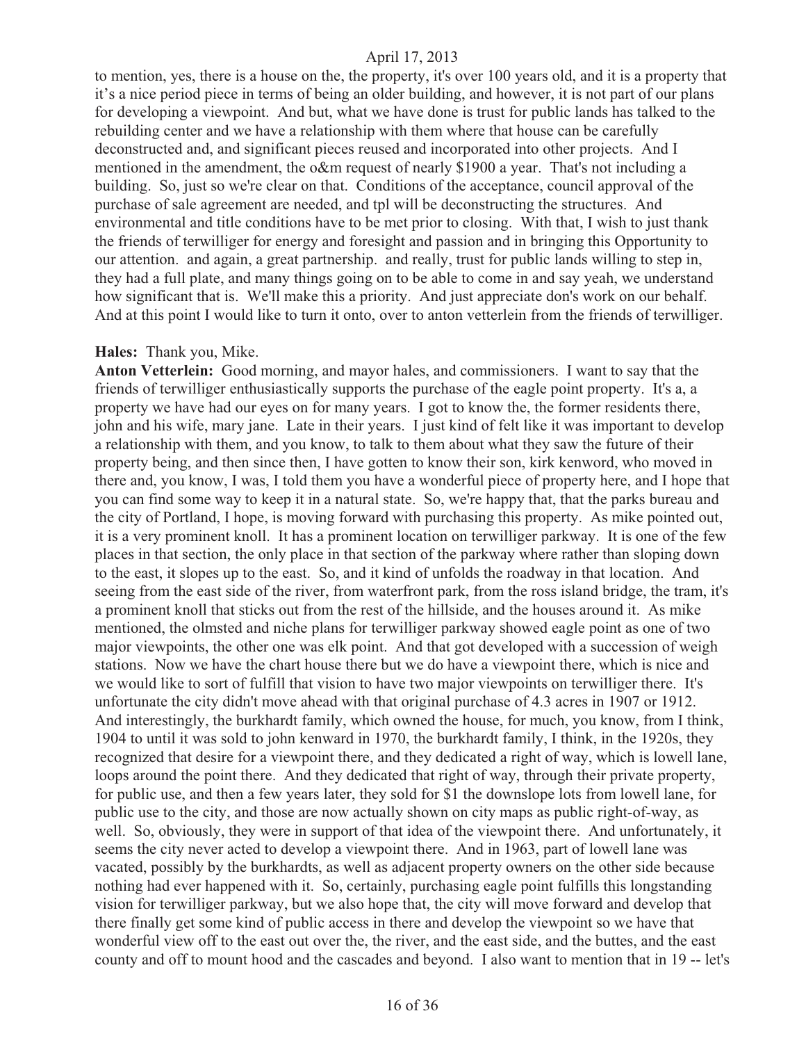to mention, yes, there is a house on the, the property, it's over 100 years old, and it is a property that it's a nice period piece in terms of being an older building, and however, it is not part of our plans for developing a viewpoint. And but, what we have done is trust for public lands has talked to the rebuilding center and we have a relationship with them where that house can be carefully deconstructed and, and significant pieces reused and incorporated into other projects. And I mentioned in the amendment, the o&m request of nearly $1900 a year. That's not including a building. So, just so we're clear on that. Conditions of the acceptance, council approval of the purchase of sale agreement are needed, and tpl will be deconstructing the structures. And environmental and title conditions have to be met prior to closing. With that, I wish to just thank the friends of terwilliger for energy and foresight and passion and in bringing this Opportunity to our attention. and again, a great partnership. and really, trust for public lands willing to step in, they had a full plate, and many things going on to be able to come in and say yeah, we understand how significant that is. We'll make this a priority. And just appreciate don's work on our behalf. And at this point I would like to turn it onto, over to anton vetterlein from the friends of terwilliger.

**Hales:** Thank you, Mike.

**Anton Vetterlein:** Good morning, and mayor hales, and commissioners. I want to say that the friends of terwilliger enthusiastically supports the purchase of the eagle point property. It's a, a property we have had our eyes on for many years. I got to know the, the former residents there, john and his wife, mary jane. Late in their years. I just kind of felt like it was important to develop a relationship with them, and you know, to talk to them about what they saw the future of their property being, and then since then, I have gotten to know their son, kirk kenword, who moved in there and, you know, I was, I told them you have a wonderful piece of property here, and I hope that you can find some way to keep it in a natural state. So, we're happy that, that the parks bureau and the city of Portland, I hope, is moving forward with purchasing this property. As mike pointed out, it is a very prominent knoll. It has a prominent location on terwilliger parkway. It is one of the few places in that section, the only place in that section of the parkway where rather than sloping down to the east, it slopes up to the east. So, and it kind of unfolds the roadway in that location. And seeing from the east side of the river, from waterfront park, from the ross island bridge, the tram, it's a prominent knoll that sticks out from the rest of the hillside, and the houses around it. As mike mentioned, the olmsted and niche plans for terwilliger parkway showed eagle point as one of two major viewpoints, the other one was elk point. And that got developed with a succession of weigh stations. Now we have the chart house there but we do have a viewpoint there, which is nice and we would like to sort of fulfill that vision to have two major viewpoints on terwilliger there. It's unfortunate the city didn't move ahead with that original purchase of 4.3 acres in 1907 or 1912. And interestingly, the burkhardt family, which owned the house, for much, you know, from I think, 1904 to until it was sold to john kenward in 1970, the burkhardt family, I think, in the 1920s, they recognized that desire for a viewpoint there, and they dedicated a right of way, which is lowell lane, loops around the point there. And they dedicated that right of way, through their private property, for public use, and then a few years later, they sold for $1 the downslope lots from lowell lane, for public use to the city, and those are now actually shown on city maps as public right-of-way, as well. So, obviously, they were in support of that idea of the viewpoint there. And unfortunately, it seems the city never acted to develop a viewpoint there. And in 1963, part of lowell lane was vacated, possibly by the burkhardts, as well as adjacent property owners on the other side because nothing had ever happened with it. So, certainly, purchasing eagle point fulfills this longstanding vision for terwilliger parkway, but we also hope that, the city will move forward and develop that there finally get some kind of public access in there and develop the viewpoint so we have that wonderful view off to the east out over the, the river, and the east side, and the buttes, and the east county and off to mount hood and the cascades and beyond. I also want to mention that in 19 -- let's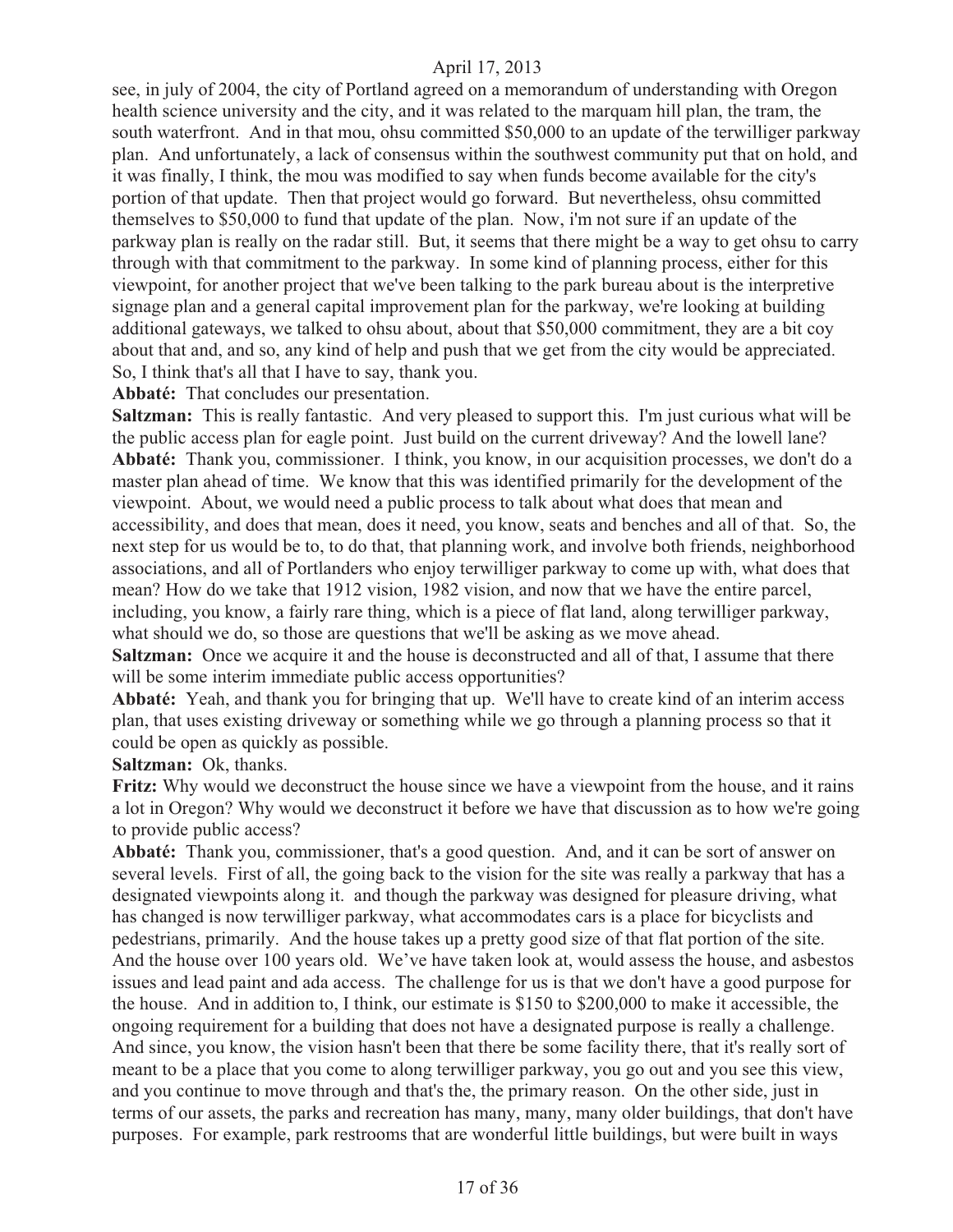see, in july of 2004, the city of Portland agreed on a memorandum of understanding with Oregon health science university and the city, and it was related to the marquam hill plan, the tram, the south waterfront. And in that mou, ohsu committed $50,000 to an update of the terwilliger parkway plan. And unfortunately, a lack of consensus within the southwest community put that on hold, and it was finally, I think, the mou was modified to say when funds become available for the city's portion of that update. Then that project would go forward. But nevertheless, ohsu committed themselves to $50,000 to fund that update of the plan. Now, i'm not sure if an update of the parkway plan is really on the radar still. But, it seems that there might be a way to get ohsu to carry through with that commitment to the parkway. In some kind of planning process, either for this viewpoint, for another project that we've been talking to the park bureau about is the interpretive signage plan and a general capital improvement plan for the parkway, we're looking at building additional gateways, we talked to ohsu about, about that $50,000 commitment, they are a bit coy about that and, and so, any kind of help and push that we get from the city would be appreciated. So, I think that's all that I have to say, thank you.

**Abbaté:** That concludes our presentation.

**Saltzman:** This is really fantastic. And very pleased to support this. I'm just curious what will be the public access plan for eagle point. Just build on the current driveway? And the lowell lane?

**Abbaté:** Thank you, commissioner. I think, you know, in our acquisition processes, we don't do a master plan ahead of time. We know that this was identified primarily for the development of the viewpoint. About, we would need a public process to talk about what does that mean and accessibility, and does that mean, does it need, you know, seats and benches and all of that. So, the next step for us would be to, to do that, that planning work, and involve both friends, neighborhood associations, and all of Portlanders who enjoy terwilliger parkway to come up with, what does that mean? How do we take that 1912 vision, 1982 vision, and now that we have the entire parcel, including, you know, a fairly rare thing, which is a piece of flat land, along terwilliger parkway, what should we do, so those are questions that we'll be asking as we move ahead.

**Saltzman:** Once we acquire it and the house is deconstructed and all of that, I assume that there will be some interim immediate public access opportunities?

**Abbaté:** Yeah, and thank you for bringing that up. We'll have to create kind of an interim access plan, that uses existing driveway or something while we go through a planning process so that it could be open as quickly as possible.

**Saltzman:** Ok, thanks.

**Fritz:** Why would we deconstruct the house since we have a viewpoint from the house, and it rains a lot in Oregon? Why would we deconstruct it before we have that discussion as to how we're going to provide public access?

**Abbaté:** Thank you, commissioner, that's a good question. And, and it can be sort of answer on several levels. First of all, the going back to the vision for the site was really a parkway that has a designated viewpoints along it. and though the parkway was designed for pleasure driving, what has changed is now terwilliger parkway, what accommodates cars is a place for bicyclists and pedestrians, primarily. And the house takes up a pretty good size of that flat portion of the site. And the house over 100 years old. We've have taken look at, would assess the house, and asbestos issues and lead paint and ada access. The challenge for us is that we don't have a good purpose for the house. And in addition to, I think, our estimate is $150 to $200,000 to make it accessible, the ongoing requirement for a building that does not have a designated purpose is really a challenge. And since, you know, the vision hasn't been that there be some facility there, that it's really sort of meant to be a place that you come to along terwilliger parkway, you go out and you see this view, and you continue to move through and that's the, the primary reason. On the other side, just in terms of our assets, the parks and recreation has many, many, many older buildings, that don't have purposes. For example, park restrooms that are wonderful little buildings, but were built in ways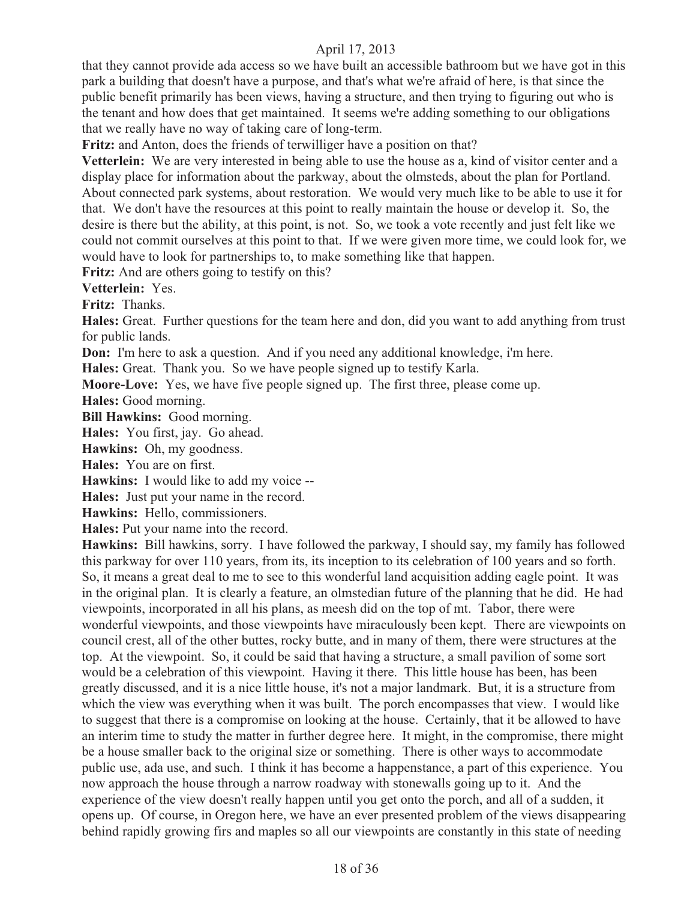that they cannot provide ada access so we have built an accessible bathroom but we have got in this park a building that doesn't have a purpose, and that's what we're afraid of here, is that since the public benefit primarily has been views, having a structure, and then trying to figuring out who is the tenant and how does that get maintained. It seems we're adding something to our obligations that we really have no way of taking care of long-term.

**Fritz:** and Anton, does the friends of terwilliger have a position on that?

**Vetterlein:** We are very interested in being able to use the house as a, kind of visitor center and a display place for information about the parkway, about the olmsteds, about the plan for Portland. About connected park systems, about restoration. We would very much like to be able to use it for that. We don't have the resources at this point to really maintain the house or develop it. So, the desire is there but the ability, at this point, is not. So, we took a vote recently and just felt like we could not commit ourselves at this point to that. If we were given more time, we could look for, we would have to look for partnerships to, to make something like that happen.

**Fritz:** And are others going to testify on this?

**Vetterlein:** Yes.

**Fritz:** Thanks.

**Hales:** Great. Further questions for the team here and don, did you want to add anything from trust for public lands.

**Don:** I'm here to ask a question. And if you need any additional knowledge, i'm here.

**Hales:** Great. Thank you. So we have people signed up to testify Karla.

**Moore-Love:** Yes, we have five people signed up. The first three, please come up.

**Hales:** Good morning.

**Bill Hawkins:** Good morning.

**Hales:** You first, jay. Go ahead.

**Hawkins:** Oh, my goodness.

**Hales:** You are on first.

**Hawkins:** I would like to add my voice --

**Hales:** Just put your name in the record.

**Hawkins:** Hello, commissioners.

**Hales:** Put your name into the record.

**Hawkins:** Bill hawkins, sorry. I have followed the parkway, I should say, my family has followed this parkway for over 110 years, from its, its inception to its celebration of 100 years and so forth. So, it means a great deal to me to see to this wonderful land acquisition adding eagle point. It was in the original plan. It is clearly a feature, an olmstedian future of the planning that he did. He had viewpoints, incorporated in all his plans, as meesh did on the top of mt. Tabor, there were wonderful viewpoints, and those viewpoints have miraculously been kept. There are viewpoints on council crest, all of the other buttes, rocky butte, and in many of them, there were structures at the top. At the viewpoint. So, it could be said that having a structure, a small pavilion of some sort would be a celebration of this viewpoint. Having it there. This little house has been, has been greatly discussed, and it is a nice little house, it's not a major landmark. But, it is a structure from which the view was everything when it was built. The porch encompasses that view. I would like to suggest that there is a compromise on looking at the house. Certainly, that it be allowed to have an interim time to study the matter in further degree here. It might, in the compromise, there might be a house smaller back to the original size or something. There is other ways to accommodate public use, ada use, and such. I think it has become a happenstance, a part of this experience. You now approach the house through a narrow roadway with stonewalls going up to it. And the experience of the view doesn't really happen until you get onto the porch, and all of a sudden, it opens up. Of course, in Oregon here, we have an ever presented problem of the views disappearing behind rapidly growing firs and maples so all our viewpoints are constantly in this state of needing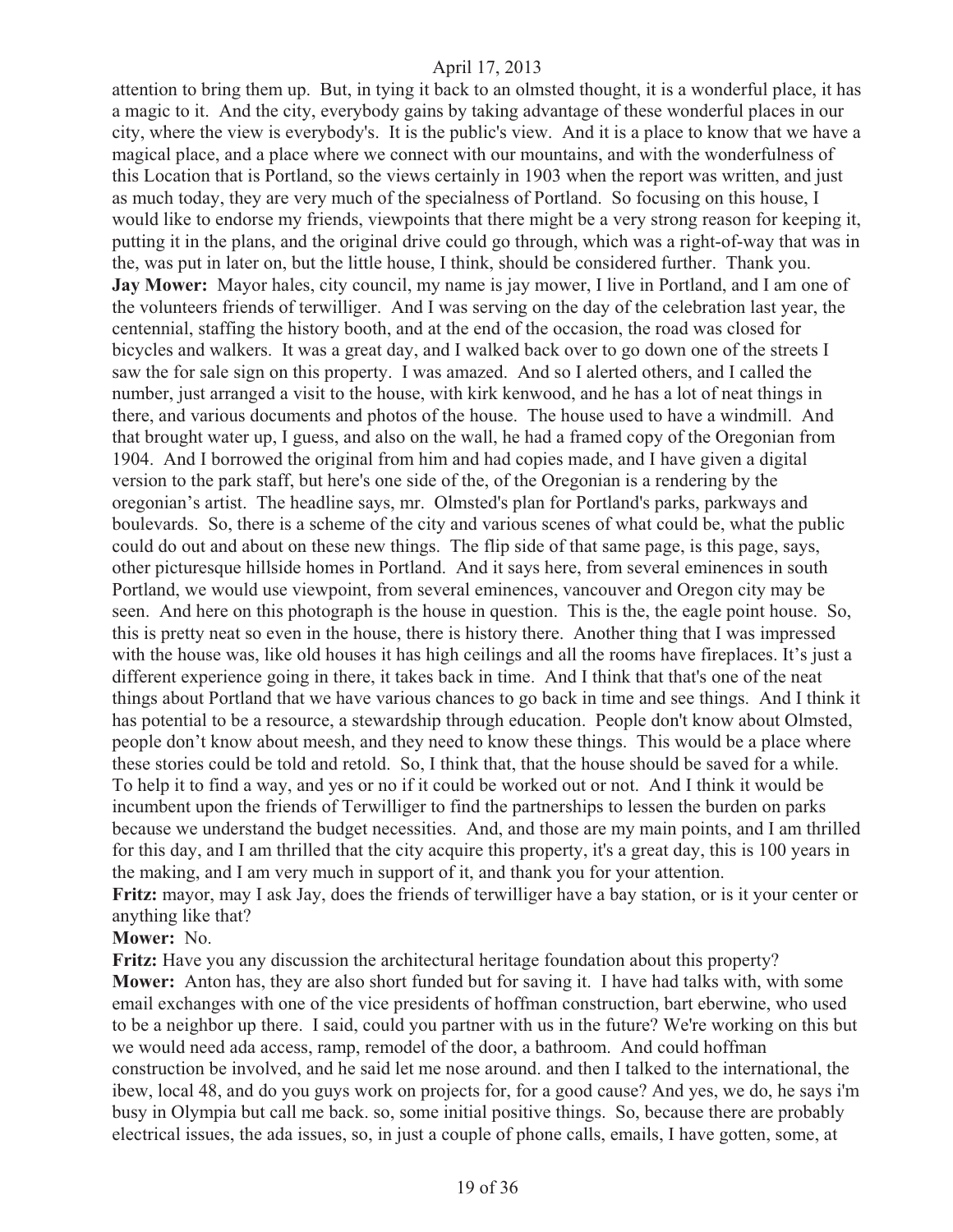attention to bring them up. But, in tying it back to an olmsted thought, it is a wonderful place, it has a magic to it. And the city, everybody gains by taking advantage of these wonderful places in our city, where the view is everybody's. It is the public's view. And it is a place to know that we have a magical place, and a place where we connect with our mountains, and with the wonderfulness of this Location that is Portland, so the views certainly in 1903 when the report was written, and just as much today, they are very much of the specialness of Portland. So focusing on this house, I would like to endorse my friends, viewpoints that there might be a very strong reason for keeping it, putting it in the plans, and the original drive could go through, which was a right-of-way that was in the, was put in later on, but the little house, I think, should be considered further. Thank you.

**Jay Mower:** Mayor hales, city council, my name is jay mower, I live in Portland, and I am one of the volunteers friends of terwilliger. And I was serving on the day of the celebration last year, the centennial, staffing the history booth, and at the end of the occasion, the road was closed for bicycles and walkers. It was a great day, and I walked back over to go down one of the streets I saw the for sale sign on this property. I was amazed. And so I alerted others, and I called the number, just arranged a visit to the house, with kirk kenwood, and he has a lot of neat things in there, and various documents and photos of the house. The house used to have a windmill. And that brought water up, I guess, and also on the wall, he had a framed copy of the Oregonian from 1904. And I borrowed the original from him and had copies made, and I have given a digital version to the park staff, but here's one side of the, of the Oregonian is a rendering by the oregonian's artist. The headline says, mr. Olmsted's plan for Portland's parks, parkways and boulevards. So, there is a scheme of the city and various scenes of what could be, what the public could do out and about on these new things. The flip side of that same page, is this page, says, other picturesque hillside homes in Portland. And it says here, from several eminences in south Portland, we would use viewpoint, from several eminences, vancouver and Oregon city may be seen. And here on this photograph is the house in question. This is the, the eagle point house. So, this is pretty neat so even in the house, there is history there. Another thing that I was impressed with the house was, like old houses it has high ceilings and all the rooms have fireplaces. It's just a different experience going in there, it takes back in time. And I think that that's one of the neat things about Portland that we have various chances to go back in time and see things. And I think it has potential to be a resource, a stewardship through education. People don't know about Olmsted, people don't know about meesh, and they need to know these things. This would be a place where these stories could be told and retold. So, I think that, that the house should be saved for a while. To help it to find a way, and yes or no if it could be worked out or not. And I think it would be incumbent upon the friends of Terwilliger to find the partnerships to lessen the burden on parks because we understand the budget necessities. And, and those are my main points, and I am thrilled for this day, and I am thrilled that the city acquire this property, it's a great day, this is 100 years in the making, and I am very much in support of it, and thank you for your attention.

**Fritz:** mayor, may I ask Jay, does the friends of terwilliger have a bay station, or is it your center or anything like that?

**Mower:** No.

**Fritz:** Have you any discussion the architectural heritage foundation about this property?

**Mower:** Anton has, they are also short funded but for saving it. I have had talks with, with some email exchanges with one of the vice presidents of hoffman construction, bart eberwine, who used to be a neighbor up there. I said, could you partner with us in the future? We're working on this but we would need ada access, ramp, remodel of the door, a bathroom. And could hoffman construction be involved, and he said let me nose around. and then I talked to the international, the ibew, local 48, and do you guys work on projects for, for a good cause? And yes, we do, he says i'm busy in Olympia but call me back. so, some initial positive things. So, because there are probably electrical issues, the ada issues, so, in just a couple of phone calls, emails, I have gotten, some, at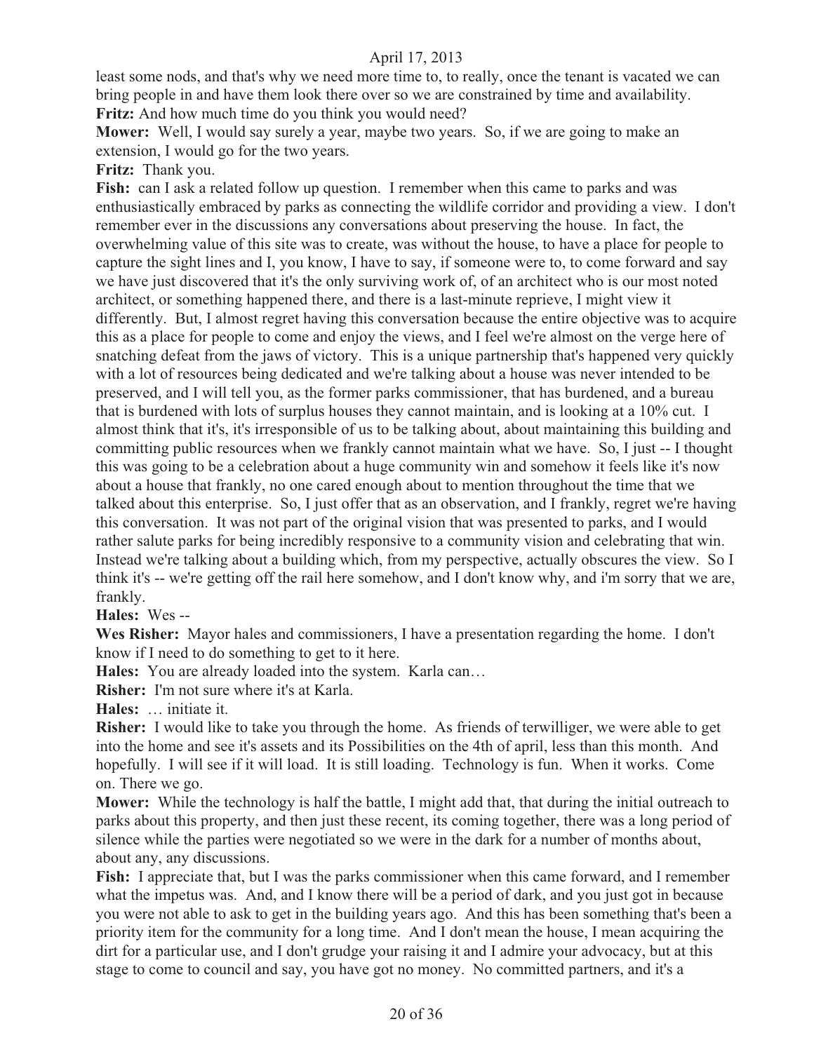least some nods, and that's why we need more time to, to really, once the tenant is vacated we can bring people in and have them look there over so we are constrained by time and availability.

**Fritz:** And how much time do you think you would need?

**Mower:** Well, I would say surely a year, maybe two years. So, if we are going to make an extension, I would go for the two years.

**Fritz:** Thank you.

**Fish:** can I ask a related follow up question. I remember when this came to parks and was enthusiastically embraced by parks as connecting the wildlife corridor and providing a view. I don't remember ever in the discussions any conversations about preserving the house. In fact, the overwhelming value of this site was to create, was without the house, to have a place for people to capture the sight lines and I, you know, I have to say, if someone were to, to come forward and say we have just discovered that it's the only surviving work of, of an architect who is our most noted architect, or something happened there, and there is a last-minute reprieve, I might view it differently. But, I almost regret having this conversation because the entire objective was to acquire this as a place for people to come and enjoy the views, and I feel we're almost on the verge here of snatching defeat from the jaws of victory. This is a unique partnership that's happened very quickly with a lot of resources being dedicated and we're talking about a house was never intended to be preserved, and I will tell you, as the former parks commissioner, that has burdened, and a bureau that is burdened with lots of surplus houses they cannot maintain, and is looking at a 10% cut. I almost think that it's, it's irresponsible of us to be talking about, about maintaining this building and committing public resources when we frankly cannot maintain what we have. So, I just -- I thought this was going to be a celebration about a huge community win and somehow it feels like it's now about a house that frankly, no one cared enough about to mention throughout the time that we talked about this enterprise. So, I just offer that as an observation, and I frankly, regret we're having this conversation. It was not part of the original vision that was presented to parks, and I would rather salute parks for being incredibly responsive to a community vision and celebrating that win. Instead we're talking about a building which, from my perspective, actually obscures the view. So I think it's -- we're getting off the rail here somehow, and I don't know why, and i'm sorry that we are, frankly.

**Hales:** Wes --

**Wes Risher:** Mayor hales and commissioners, I have a presentation regarding the home. I don't know if I need to do something to get to it here.

**Hales:** You are already loaded into the system. Karla can…

**Risher:** I'm not sure where it's at Karla.

**Hales:** … initiate it.

**Risher:** I would like to take you through the home. As friends of terwilliger, we were able to get into the home and see it's assets and its Possibilities on the 4th of april, less than this month. And hopefully. I will see if it will load. It is still loading. Technology is fun. When it works. Come on. There we go.

**Mower:** While the technology is half the battle, I might add that, that during the initial outreach to parks about this property, and then just these recent, its coming together, there was a long period of silence while the parties were negotiated so we were in the dark for a number of months about, about any, any discussions.

**Fish:** I appreciate that, but I was the parks commissioner when this came forward, and I remember what the impetus was. And, and I know there will be a period of dark, and you just got in because you were not able to ask to get in the building years ago. And this has been something that's been a priority item for the community for a long time. And I don't mean the house, I mean acquiring the dirt for a particular use, and I don't grudge your raising it and I admire your advocacy, but at this stage to come to council and say, you have got no money. No committed partners, and it's a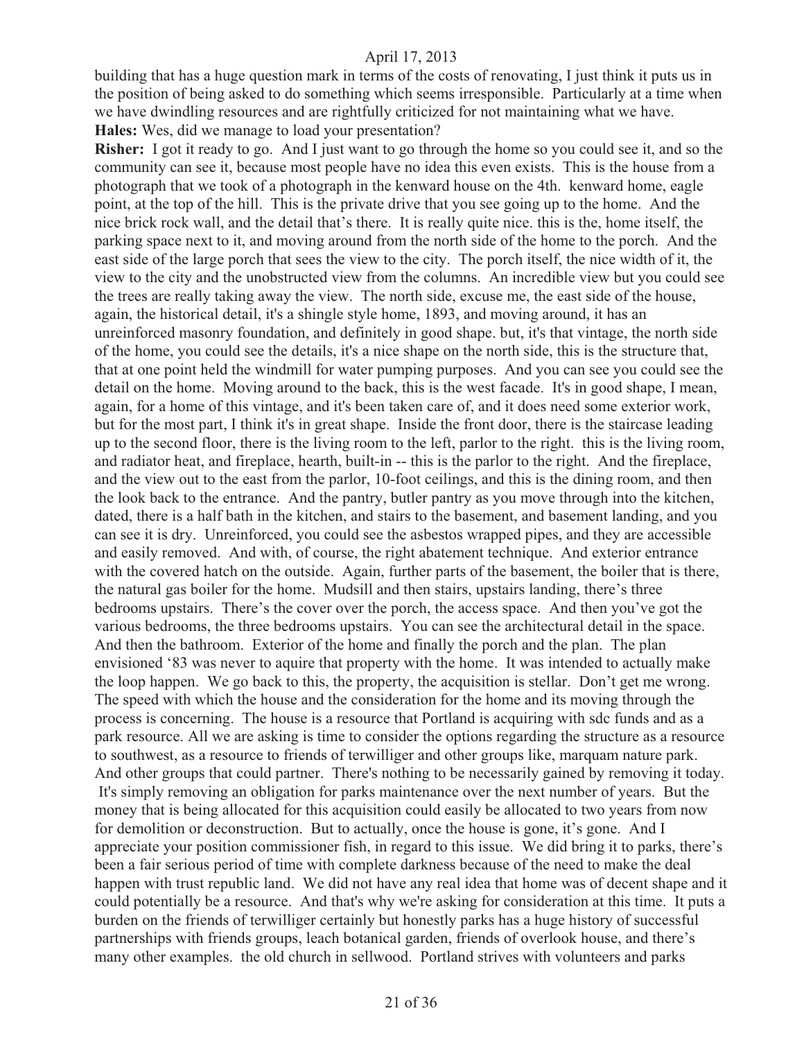building that has a huge question mark in terms of the costs of renovating, I just think it puts us in the position of being asked to do something which seems irresponsible. Particularly at a time when we have dwindling resources and are rightfully criticized for not maintaining what we have.

**Hales:** Wes, did we manage to load your presentation?

**Risher:** I got it ready to go. And I just want to go through the home so you could see it, and so the community can see it, because most people have no idea this even exists. This is the house from a photograph that we took of a photograph in the kenward house on the 4th. kenward home, eagle point, at the top of the hill. This is the private drive that you see going up to the home. And the nice brick rock wall, and the detail that's there. It is really quite nice. this is the, home itself, the parking space next to it, and moving around from the north side of the home to the porch. And the east side of the large porch that sees the view to the city. The porch itself, the nice width of it, the view to the city and the unobstructed view from the columns. An incredible view but you could see the trees are really taking away the view. The north side, excuse me, the east side of the house, again, the historical detail, it's a shingle style home, 1893, and moving around, it has an unreinforced masonry foundation, and definitely in good shape. but, it's that vintage, the north side of the home, you could see the details, it's a nice shape on the north side, this is the structure that, that at one point held the windmill for water pumping purposes. And you can see you could see the detail on the home. Moving around to the back, this is the west facade. It's in good shape, I mean, again, for a home of this vintage, and it's been taken care of, and it does need some exterior work, but for the most part, I think it's in great shape. Inside the front door, there is the staircase leading up to the second floor, there is the living room to the left, parlor to the right. this is the living room, and radiator heat, and fireplace, hearth, built-in -- this is the parlor to the right. And the fireplace, and the view out to the east from the parlor, 10-foot ceilings, and this is the dining room, and then the look back to the entrance. And the pantry, butler pantry as you move through into the kitchen, dated, there is a half bath in the kitchen, and stairs to the basement, and basement landing, and you can see it is dry. Unreinforced, you could see the asbestos wrapped pipes, and they are accessible and easily removed. And with, of course, the right abatement technique. And exterior entrance with the covered hatch on the outside. Again, further parts of the basement, the boiler that is there, the natural gas boiler for the home. Mudsill and then stairs, upstairs landing, there's three bedrooms upstairs. There's the cover over the porch, the access space. And then you've got the various bedrooms, the three bedrooms upstairs. You can see the architectural detail in the space. And then the bathroom. Exterior of the home and finally the porch and the plan. The plan envisioned '83 was never to aquire that property with the home. It was intended to actually make the loop happen. We go back to this, the property, the acquisition is stellar. Don't get me wrong. The speed with which the house and the consideration for the home and its moving through the process is concerning. The house is a resource that Portland is acquiring with sdc funds and as a park resource. All we are asking is time to consider the options regarding the structure as a resource to southwest, as a resource to friends of terwilliger and other groups like, marquam nature park. And other groups that could partner. There's nothing to be necessarily gained by removing it today. It's simply removing an obligation for parks maintenance over the next number of years. But the money that is being allocated for this acquisition could easily be allocated to two years from now for demolition or deconstruction. But to actually, once the house is gone, it's gone. And I appreciate your position commissioner fish, in regard to this issue. We did bring it to parks, there's been a fair serious period of time with complete darkness because of the need to make the deal happen with trust republic land. We did not have any real idea that home was of decent shape and it could potentially be a resource. And that's why we're asking for consideration at this time. It puts a burden on the friends of terwilliger certainly but honestly parks has a huge history of successful partnerships with friends groups, leach botanical garden, friends of overlook house, and there's many other examples. the old church in sellwood. Portland strives with volunteers and parks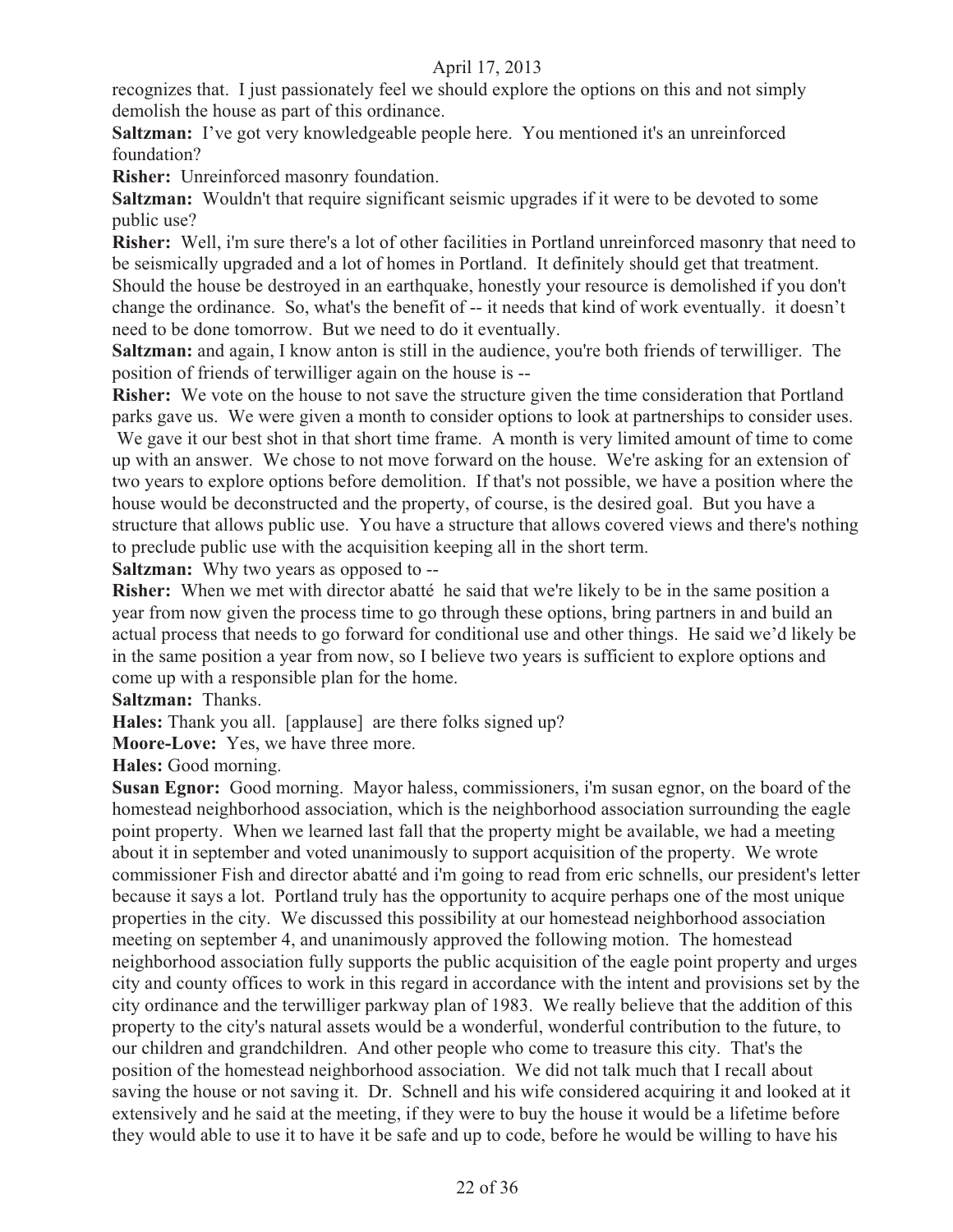recognizes that. I just passionately feel we should explore the options on this and not simply demolish the house as part of this ordinance.

**Saltzman:** I've got very knowledgeable people here. You mentioned it's an unreinforced foundation?

**Risher:** Unreinforced masonry foundation.

**Saltzman:** Wouldn't that require significant seismic upgrades if it were to be devoted to some public use?

**Risher:** Well, i'm sure there's a lot of other facilities in Portland unreinforced masonry that need to be seismically upgraded and a lot of homes in Portland. It definitely should get that treatment. Should the house be destroyed in an earthquake, honestly your resource is demolished if you don't change the ordinance. So, what's the benefit of -- it needs that kind of work eventually. it doesn't need to be done tomorrow. But we need to do it eventually.

**Saltzman:** and again, I know anton is still in the audience, you're both friends of terwilliger. The position of friends of terwilliger again on the house is --

**Risher:** We vote on the house to not save the structure given the time consideration that Portland parks gave us. We were given a month to consider options to look at partnerships to consider uses. We gave it our best shot in that short time frame. A month is very limited amount of time to come up with an answer. We chose to not move forward on the house. We're asking for an extension of two years to explore options before demolition. If that's not possible, we have a position where the house would be deconstructed and the property, of course, is the desired goal. But you have a structure that allows public use. You have a structure that allows covered views and there's nothing to preclude public use with the acquisition keeping all in the short term.

**Saltzman:** Why two years as opposed to --

**Risher:** When we met with director abatté he said that we're likely to be in the same position a year from now given the process time to go through these options, bring partners in and build an actual process that needs to go forward for conditional use and other things. He said we'd likely be in the same position a year from now, so I believe two years is sufficient to explore options and come up with a responsible plan for the home.

**Saltzman:** Thanks.

**Hales:** Thank you all. [applause] are there folks signed up?

**Moore-Love:** Yes, we have three more.

**Hales:** Good morning.

**Susan Egnor:** Good morning. Mayor haless, commissioners, i'm susan egnor, on the board of the homestead neighborhood association, which is the neighborhood association surrounding the eagle point property. When we learned last fall that the property might be available, we had a meeting about it in september and voted unanimously to support acquisition of the property. We wrote commissioner Fish and director abatté and i'm going to read from eric schnells, our president's letter because it says a lot. Portland truly has the opportunity to acquire perhaps one of the most unique properties in the city. We discussed this possibility at our homestead neighborhood association meeting on september 4, and unanimously approved the following motion. The homestead neighborhood association fully supports the public acquisition of the eagle point property and urges city and county offices to work in this regard in accordance with the intent and provisions set by the city ordinance and the terwilliger parkway plan of 1983. We really believe that the addition of this property to the city's natural assets would be a wonderful, wonderful contribution to the future, to our children and grandchildren. And other people who come to treasure this city. That's the position of the homestead neighborhood association. We did not talk much that I recall about saving the house or not saving it. Dr. Schnell and his wife considered acquiring it and looked at it extensively and he said at the meeting, if they were to buy the house it would be a lifetime before they would able to use it to have it be safe and up to code, before he would be willing to have his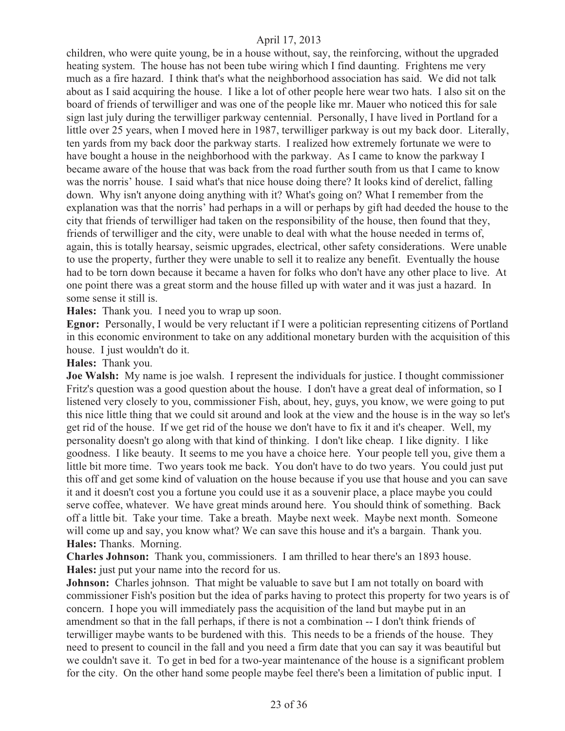children, who were quite young, be in a house without, say, the reinforcing, without the upgraded heating system. The house has not been tube wiring which I find daunting. Frightens me very much as a fire hazard. I think that's what the neighborhood association has said. We did not talk about as I said acquiring the house. I like a lot of other people here wear two hats. I also sit on the board of friends of terwilliger and was one of the people like mr. Mauer who noticed this for sale sign last july during the terwilliger parkway centennial. Personally, I have lived in Portland for a little over 25 years, when I moved here in 1987, terwilliger parkway is out my back door. Literally, ten yards from my back door the parkway starts. I realized how extremely fortunate we were to have bought a house in the neighborhood with the parkway. As I came to know the parkway I became aware of the house that was back from the road further south from us that I came to know was the norris' house. I said what's that nice house doing there? It looks kind of derelict, falling down. Why isn't anyone doing anything with it? What's going on? What I remember from the explanation was that the norris' had perhaps in a will or perhaps by gift had deeded the house to the city that friends of terwilliger had taken on the responsibility of the house, then found that they, friends of terwilliger and the city, were unable to deal with what the house needed in terms of, again, this is totally hearsay, seismic upgrades, electrical, other safety considerations. Were unable to use the property, further they were unable to sell it to realize any benefit. Eventually the house had to be torn down because it became a haven for folks who don't have any other place to live. At one point there was a great storm and the house filled up with water and it was just a hazard. In some sense it still is.

**Hales:** Thank you. I need you to wrap up soon.

**Egnor:** Personally, I would be very reluctant if I were a politician representing citizens of Portland in this economic environment to take on any additional monetary burden with the acquisition of this house. I just wouldn't do it.

**Hales:** Thank you.

**Joe Walsh:** My name is joe walsh. I represent the individuals for justice. I thought commissioner Fritz's question was a good question about the house. I don't have a great deal of information, so I listened very closely to you, commissioner Fish, about, hey, guys, you know, we were going to put this nice little thing that we could sit around and look at the view and the house is in the way so let's get rid of the house. If we get rid of the house we don't have to fix it and it's cheaper. Well, my personality doesn't go along with that kind of thinking. I don't like cheap. I like dignity. I like goodness. I like beauty. It seems to me you have a choice here. Your people tell you, give them a little bit more time. Two years took me back. You don't have to do two years. You could just put this off and get some kind of valuation on the house because if you use that house and you can save it and it doesn't cost you a fortune you could use it as a souvenir place, a place maybe you could serve coffee, whatever. We have great minds around here. You should think of something. Back off a little bit. Take your time. Take a breath. Maybe next week. Maybe next month. Someone will come up and say, you know what? We can save this house and it's a bargain. Thank you.

**Hales:** Thanks. Morning.

**Charles Johnson:** Thank you, commissioners. I am thrilled to hear there's an 1893 house.

**Hales:** just put your name into the record for us.

**Johnson:** Charles johnson. That might be valuable to save but I am not totally on board with commissioner Fish's position but the idea of parks having to protect this property for two years is of concern. I hope you will immediately pass the acquisition of the land but maybe put in an amendment so that in the fall perhaps, if there is not a combination -- I don't think friends of terwilliger maybe wants to be burdened with this. This needs to be a friends of the house. They need to present to council in the fall and you need a firm date that you can say it was beautiful but we couldn't save it. To get in bed for a two-year maintenance of the house is a significant problem for the city. On the other hand some people maybe feel there's been a limitation of public input. I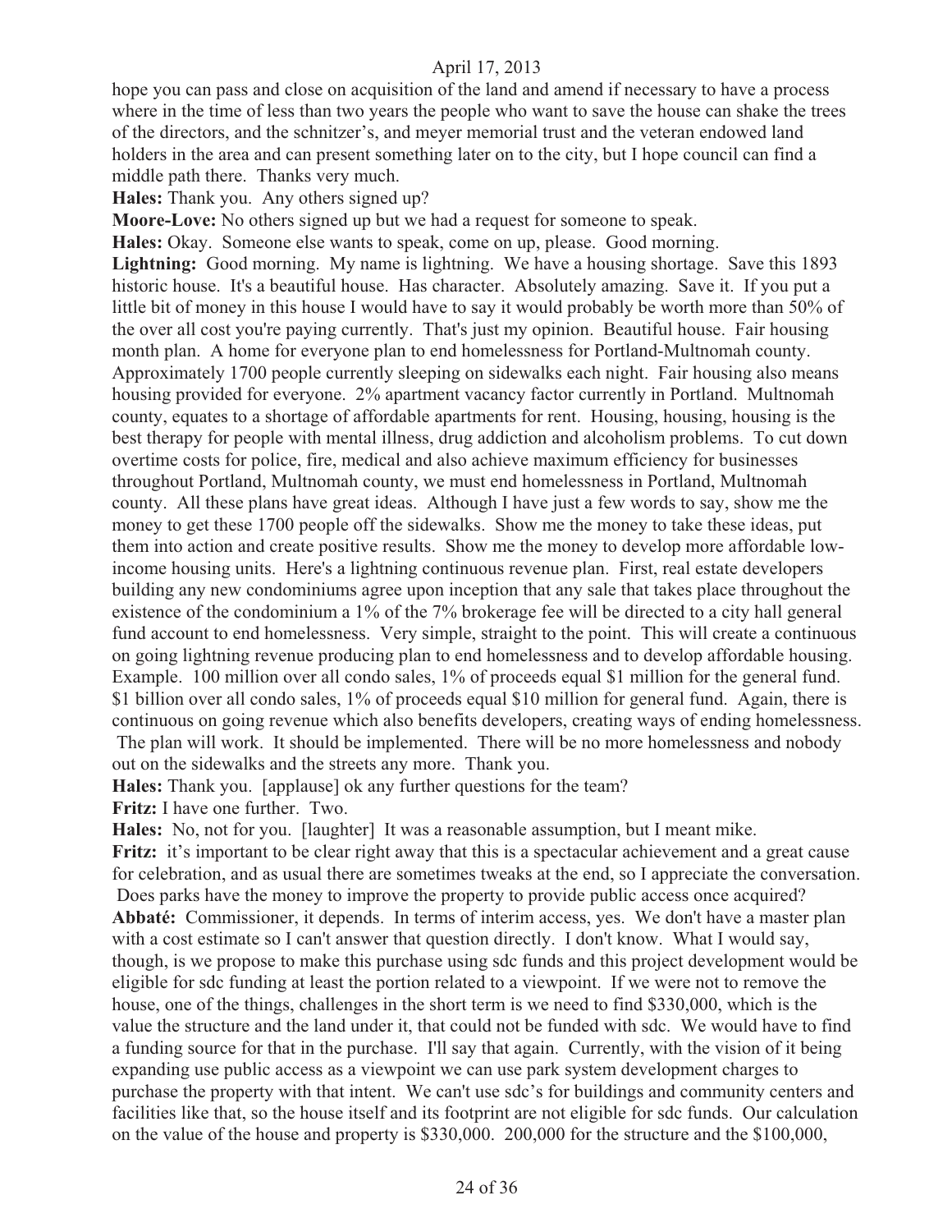hope you can pass and close on acquisition of the land and amend if necessary to have a process where in the time of less than two years the people who want to save the house can shake the trees of the directors, and the schnitzer's, and meyer memorial trust and the veteran endowed land holders in the area and can present something later on to the city, but I hope council can find a middle path there. Thanks very much.

**Hales:** Thank you. Any others signed up?

**Moore-Love:** No others signed up but we had a request for someone to speak.

**Hales:** Okay. Someone else wants to speak, come on up, please. Good morning.

**Lightning:** Good morning. My name is lightning. We have a housing shortage. Save this 1893 historic house. It's a beautiful house. Has character. Absolutely amazing. Save it. If you put a little bit of money in this house I would have to say it would probably be worth more than 50% of the over all cost you're paying currently. That's just my opinion. Beautiful house. Fair housing month plan. A home for everyone plan to end homelessness for Portland-Multnomah county. Approximately 1700 people currently sleeping on sidewalks each night. Fair housing also means housing provided for everyone. 2% apartment vacancy factor currently in Portland. Multnomah county, equates to a shortage of affordable apartments for rent. Housing, housing, housing is the best therapy for people with mental illness, drug addiction and alcoholism problems. To cut down overtime costs for police, fire, medical and also achieve maximum efficiency for businesses throughout Portland, Multnomah county, we must end homelessness in Portland, Multnomah county. All these plans have great ideas. Although I have just a few words to say, show me the money to get these 1700 people off the sidewalks. Show me the money to take these ideas, put them into action and create positive results. Show me the money to develop more affordable low-income housing units. Here's a lightning continuous revenue plan. First, real estate developers building any new condominiums agree upon inception that any sale that takes place throughout the existence of the condominium a 1% of the 7% brokerage fee will be directed to a city hall general fund account to end homelessness. Very simple, straight to the point. This will create a continuous on going lightning revenue producing plan to end homelessness and to develop affordable housing. Example. 100 million over all condo sales, 1% of proceeds equal $1 million for the general fund. $1 billion over all condo sales, 1% of proceeds equal $10 million for general fund. Again, there is continuous on going revenue which also benefits developers, creating ways of ending homelessness. The plan will work. It should be implemented. There will be no more homelessness and nobody out on the sidewalks and the streets any more. Thank you.

**Hales:** Thank you. [applause] ok any further questions for the team?

**Fritz:** I have one further. Two.

**Hales:** No, not for you. [laughter] It was a reasonable assumption, but I meant mike.

**Fritz:** it's important to be clear right away that this is a spectacular achievement and a great cause for celebration, and as usual there are sometimes tweaks at the end, so I appreciate the conversation. Does parks have the money to improve the property to provide public access once acquired?

**Abbaté:** Commissioner, it depends. In terms of interim access, yes. We don't have a master plan with a cost estimate so I can't answer that question directly. I don't know. What I would say, though, is we propose to make this purchase using sdc funds and this project development would be eligible for sdc funding at least the portion related to a viewpoint. If we were not to remove the house, one of the things, challenges in the short term is we need to find $330,000, which is the value the structure and the land under it, that could not be funded with sdc. We would have to find a funding source for that in the purchase. I'll say that again. Currently, with the vision of it being expanding use public access as a viewpoint we can use park system development charges to purchase the property with that intent. We can't use sdc's for buildings and community centers and facilities like that, so the house itself and its footprint are not eligible for sdc funds. Our calculation on the value of the house and property is $330,000. 200,000 for the structure and the $100,000,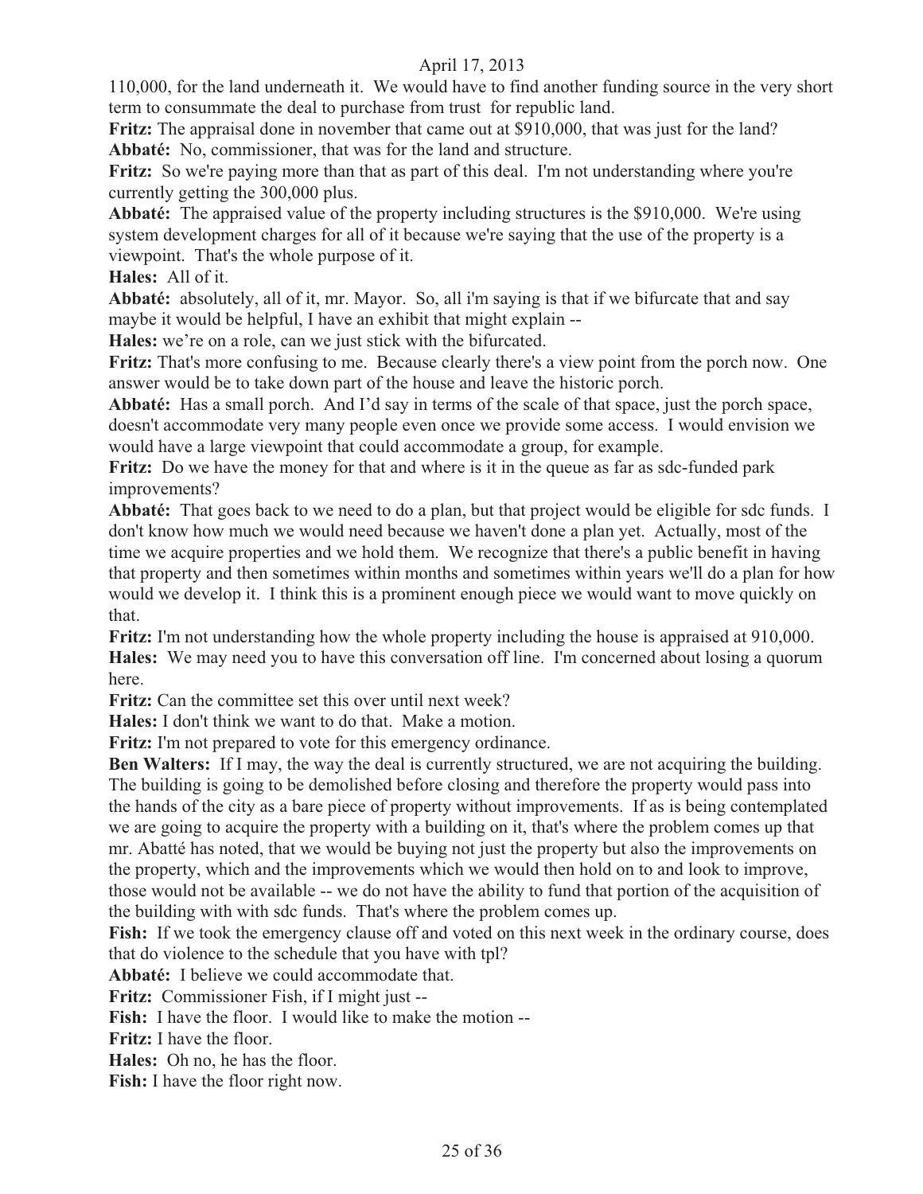110,000, for the land underneath it. We would have to find another funding source in the very short term to consummate the deal to purchase from trust for republic land.

**Fritz:** The appraisal done in november that came out at $910,000, that was just for the land?

**Abbaté:** No, commissioner, that was for the land and structure.

**Fritz:** So we're paying more than that as part of this deal. I'm not understanding where you're currently getting the 300,000 plus.

**Abbaté:** The appraised value of the property including structures is the $910,000. We're using system development charges for all of it because we're saying that the use of the property is a viewpoint. That's the whole purpose of it.

**Hales:** All of it.

**Abbaté:** absolutely, all of it, mr. Mayor. So, all i'm saying is that if we bifurcate that and say maybe it would be helpful, I have an exhibit that might explain --

**Hales:** we're on a role, can we just stick with the bifurcated.

**Fritz:** That's more confusing to me. Because clearly there's a view point from the porch now. One answer would be to take down part of the house and leave the historic porch.

**Abbaté:** Has a small porch. And I'd say in terms of the scale of that space, just the porch space, doesn't accommodate very many people even once we provide some access. I would envision we would have a large viewpoint that could accommodate a group, for example.

**Fritz:** Do we have the money for that and where is it in the queue as far as sdc-funded park improvements?

**Abbaté:** That goes back to we need to do a plan, but that project would be eligible for sdc funds. I don't know how much we would need because we haven't done a plan yet. Actually, most of the time we acquire properties and we hold them. We recognize that there's a public benefit in having that property and then sometimes within months and sometimes within years we'll do a plan for how would we develop it. I think this is a prominent enough piece we would want to move quickly on that.

**Fritz:** I'm not understanding how the whole property including the house is appraised at 910,000.

**Hales:** We may need you to have this conversation off line. I'm concerned about losing a quorum here.

**Fritz:** Can the committee set this over until next week?

**Hales:** I don't think we want to do that. Make a motion.

**Fritz:** I'm not prepared to vote for this emergency ordinance.

**Ben Walters:** If I may, the way the deal is currently structured, we are not acquiring the building. The building is going to be demolished before closing and therefore the property would pass into the hands of the city as a bare piece of property without improvements. If as is being contemplated we are going to acquire the property with a building on it, that's where the problem comes up that mr. Abatté has noted, that we would be buying not just the property but also the improvements on the property, which and the improvements which we would then hold on to and look to improve, those would not be available -- we do not have the ability to fund that portion of the acquisition of the building with with sdc funds. That's where the problem comes up.

**Fish:** If we took the emergency clause off and voted on this next week in the ordinary course, does that do violence to the schedule that you have with tpl?

**Abbaté:** I believe we could accommodate that.

**Fritz:** Commissioner Fish, if I might just --

**Fish:** I have the floor. I would like to make the motion --

**Fritz:** I have the floor.

**Hales:** Oh no, he has the floor.

**Fish:** I have the floor right now.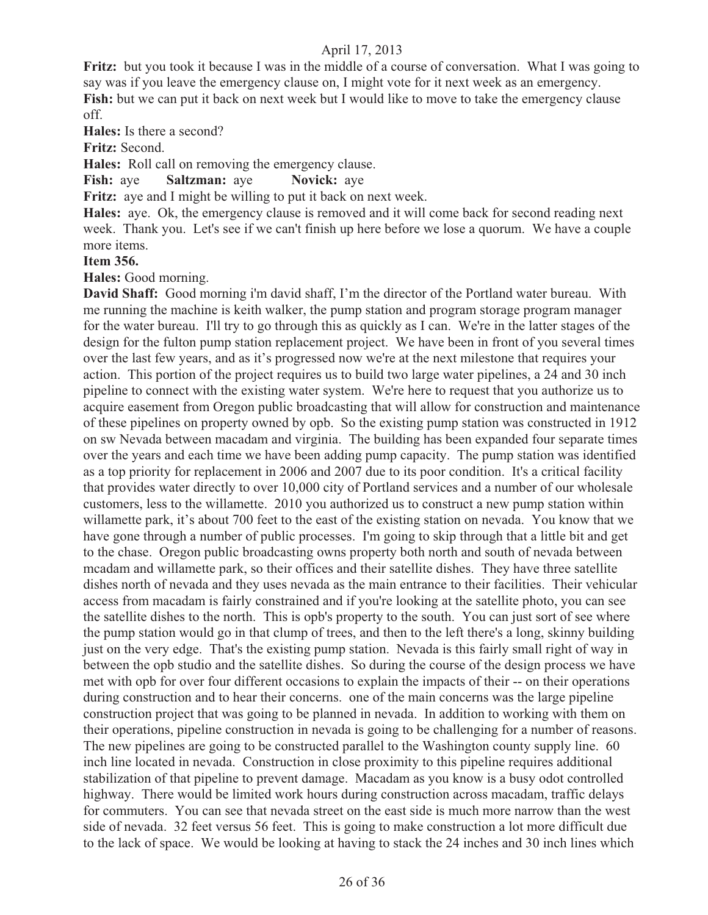**Fritz:** but you took it because I was in the middle of a course of conversation. What I was going to say was if you leave the emergency clause on, I might vote for it next week as an emergency.

**Fish:** but we can put it back on next week but I would like to move to take the emergency clause off.

**Hales:** Is there a second?

**Fritz:** Second.

**Hales:** Roll call on removing the emergency clause.

**Fish:** aye **Saltzman:** aye **Novick:** aye

**Fritz:** aye and I might be willing to put it back on next week.

**Hales:** aye. Ok, the emergency clause is removed and it will come back for second reading next week. Thank you. Let's see if we can't finish up here before we lose a quorum. We have a couple more items.

**Item 356.**

**Hales:** Good morning.

**David Shaff:** Good morning i'm david shaff, I'm the director of the Portland water bureau. With me running the machine is keith walker, the pump station and program storage program manager for the water bureau. I'll try to go through this as quickly as I can. We're in the latter stages of the design for the fulton pump station replacement project. We have been in front of you several times over the last few years, and as it's progressed now we're at the next milestone that requires your action. This portion of the project requires us to build two large water pipelines, a 24 and 30 inch pipeline to connect with the existing water system. We're here to request that you authorize us to acquire easement from Oregon public broadcasting that will allow for construction and maintenance of these pipelines on property owned by opb. So the existing pump station was constructed in 1912 on sw Nevada between macadam and virginia. The building has been expanded four separate times over the years and each time we have been adding pump capacity. The pump station was identified as a top priority for replacement in 2006 and 2007 due to its poor condition. It's a critical facility that provides water directly to over 10,000 city of Portland services and a number of our wholesale customers, less to the willamette. 2010 you authorized us to construct a new pump station within willamette park, it's about 700 feet to the east of the existing station on nevada. You know that we have gone through a number of public processes. I'm going to skip through that a little bit and get to the chase. Oregon public broadcasting owns property both north and south of nevada between mcadam and willamette park, so their offices and their satellite dishes. They have three satellite dishes north of nevada and they uses nevada as the main entrance to their facilities. Their vehicular access from macadam is fairly constrained and if you're looking at the satellite photo, you can see the satellite dishes to the north. This is opb's property to the south. You can just sort of see where the pump station would go in that clump of trees, and then to the left there's a long, skinny building just on the very edge. That's the existing pump station. Nevada is this fairly small right of way in between the opb studio and the satellite dishes. So during the course of the design process we have met with opb for over four different occasions to explain the impacts of their -- on their operations during construction and to hear their concerns. one of the main concerns was the large pipeline construction project that was going to be planned in nevada. In addition to working with them on their operations, pipeline construction in nevada is going to be challenging for a number of reasons. The new pipelines are going to be constructed parallel to the Washington county supply line. 60 inch line located in nevada. Construction in close proximity to this pipeline requires additional stabilization of that pipeline to prevent damage. Macadam as you know is a busy odot controlled highway. There would be limited work hours during construction across macadam, traffic delays for commuters. You can see that nevada street on the east side is much more narrow than the west side of nevada. 32 feet versus 56 feet. This is going to make construction a lot more difficult due to the lack of space. We would be looking at having to stack the 24 inches and 30 inch lines which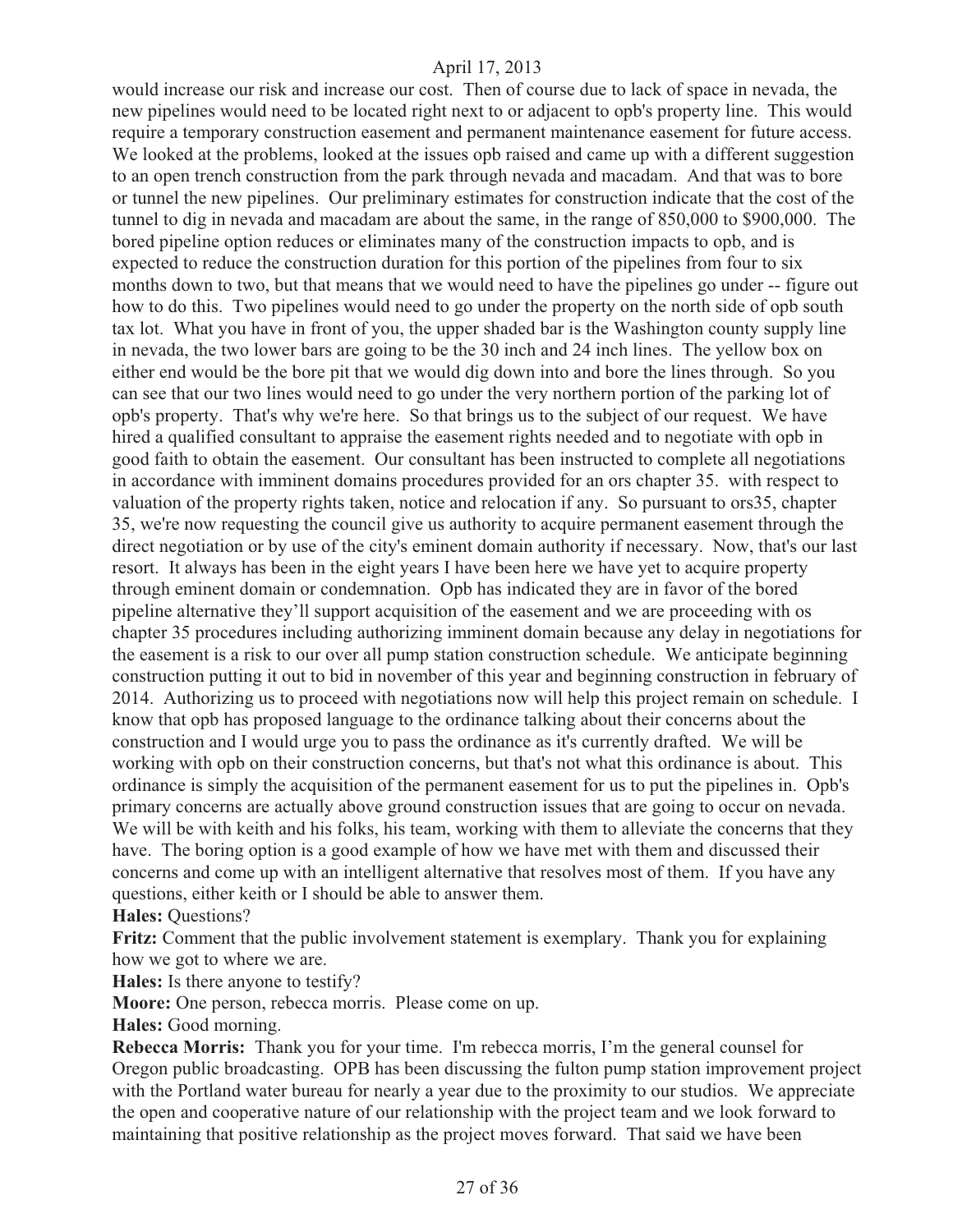would increase our risk and increase our cost. Then of course due to lack of space in nevada, the new pipelines would need to be located right next to or adjacent to opb's property line. This would require a temporary construction easement and permanent maintenance easement for future access. We looked at the problems, looked at the issues opb raised and came up with a different suggestion to an open trench construction from the park through nevada and macadam. And that was to bore or tunnel the new pipelines. Our preliminary estimates for construction indicate that the cost of the tunnel to dig in nevada and macadam are about the same, in the range of 850,000 to $900,000. The bored pipeline option reduces or eliminates many of the construction impacts to opb, and is expected to reduce the construction duration for this portion of the pipelines from four to six months down to two, but that means that we would need to have the pipelines go under -- figure out how to do this. Two pipelines would need to go under the property on the north side of opb south tax lot. What you have in front of you, the upper shaded bar is the Washington county supply line in nevada, the two lower bars are going to be the 30 inch and 24 inch lines. The yellow box on either end would be the bore pit that we would dig down into and bore the lines through. So you can see that our two lines would need to go under the very northern portion of the parking lot of opb's property. That's why we're here. So that brings us to the subject of our request. We have hired a qualified consultant to appraise the easement rights needed and to negotiate with opb in good faith to obtain the easement. Our consultant has been instructed to complete all negotiations in accordance with imminent domains procedures provided for an ors chapter 35. with respect to valuation of the property rights taken, notice and relocation if any. So pursuant to ors35, chapter 35, we're now requesting the council give us authority to acquire permanent easement through the direct negotiation or by use of the city's eminent domain authority if necessary. Now, that's our last resort. It always has been in the eight years I have been here we have yet to acquire property through eminent domain or condemnation. Opb has indicated they are in favor of the bored pipeline alternative they'll support acquisition of the easement and we are proceeding with os chapter 35 procedures including authorizing imminent domain because any delay in negotiations for the easement is a risk to our over all pump station construction schedule. We anticipate beginning construction putting it out to bid in november of this year and beginning construction in february of 2014. Authorizing us to proceed with negotiations now will help this project remain on schedule. I know that opb has proposed language to the ordinance talking about their concerns about the construction and I would urge you to pass the ordinance as it's currently drafted. We will be working with opb on their construction concerns, but that's not what this ordinance is about. This ordinance is simply the acquisition of the permanent easement for us to put the pipelines in. Opb's primary concerns are actually above ground construction issues that are going to occur on nevada. We will be with keith and his folks, his team, working with them to alleviate the concerns that they have. The boring option is a good example of how we have met with them and discussed their concerns and come up with an intelligent alternative that resolves most of them. If you have any questions, either keith or I should be able to answer them.

**Hales:** Questions?

**Fritz:** Comment that the public involvement statement is exemplary. Thank you for explaining how we got to where we are.

**Hales:** Is there anyone to testify?

**Moore:** One person, rebecca morris. Please come on up.

**Hales:** Good morning.

**Rebecca Morris:** Thank you for your time. I'm rebecca morris, I'm the general counsel for Oregon public broadcasting. OPB has been discussing the fulton pump station improvement project with the Portland water bureau for nearly a year due to the proximity to our studios. We appreciate the open and cooperative nature of our relationship with the project team and we look forward to maintaining that positive relationship as the project moves forward. That said we have been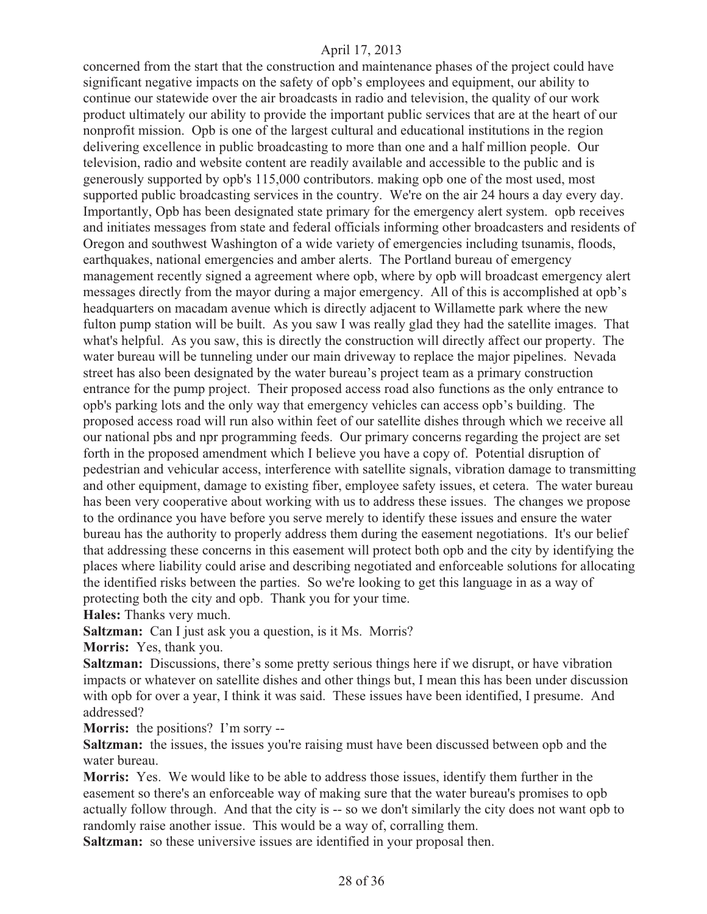concerned from the start that the construction and maintenance phases of the project could have significant negative impacts on the safety of opb's employees and equipment, our ability to continue our statewide over the air broadcasts in radio and television, the quality of our work product ultimately our ability to provide the important public services that are at the heart of our nonprofit mission. Opb is one of the largest cultural and educational institutions in the region delivering excellence in public broadcasting to more than one and a half million people. Our television, radio and website content are readily available and accessible to the public and is generously supported by opb's 115,000 contributors. making opb one of the most used, most supported public broadcasting services in the country. We're on the air 24 hours a day every day. Importantly, Opb has been designated state primary for the emergency alert system. opb receives and initiates messages from state and federal officials informing other broadcasters and residents of Oregon and southwest Washington of a wide variety of emergencies including tsunamis, floods, earthquakes, national emergencies and amber alerts. The Portland bureau of emergency management recently signed a agreement where opb, where by opb will broadcast emergency alert messages directly from the mayor during a major emergency. All of this is accomplished at opb's headquarters on macadam avenue which is directly adjacent to Willamette park where the new fulton pump station will be built. As you saw I was really glad they had the satellite images. That what's helpful. As you saw, this is directly the construction will directly affect our property. The water bureau will be tunneling under our main driveway to replace the major pipelines. Nevada street has also been designated by the water bureau's project team as a primary construction entrance for the pump project. Their proposed access road also functions as the only entrance to opb's parking lots and the only way that emergency vehicles can access opb's building. The proposed access road will run also within feet of our satellite dishes through which we receive all our national pbs and npr programming feeds. Our primary concerns regarding the project are set forth in the proposed amendment which I believe you have a copy of. Potential disruption of pedestrian and vehicular access, interference with satellite signals, vibration damage to transmitting and other equipment, damage to existing fiber, employee safety issues, et cetera. The water bureau has been very cooperative about working with us to address these issues. The changes we propose to the ordinance you have before you serve merely to identify these issues and ensure the water bureau has the authority to properly address them during the easement negotiations. It's our belief that addressing these concerns in this easement will protect both opb and the city by identifying the places where liability could arise and describing negotiated and enforceable solutions for allocating the identified risks between the parties. So we're looking to get this language in as a way of protecting both the city and opb. Thank you for your time.

**Hales:** Thanks very much.

**Saltzman:** Can I just ask you a question, is it Ms. Morris?

**Morris:** Yes, thank you.

**Saltzman:** Discussions, there's some pretty serious things here if we disrupt, or have vibration impacts or whatever on satellite dishes and other things but, I mean this has been under discussion with opb for over a year, I think it was said. These issues have been identified, I presume. And addressed?

**Morris:** the positions? I'm sorry --

**Saltzman:** the issues, the issues you're raising must have been discussed between opb and the water bureau.

**Morris:** Yes. We would like to be able to address those issues, identify them further in the easement so there's an enforceable way of making sure that the water bureau's promises to opb actually follow through. And that the city is -- so we don't similarly the city does not want opb to randomly raise another issue. This would be a way of, corralling them.

**Saltzman:** so these universive issues are identified in your proposal then.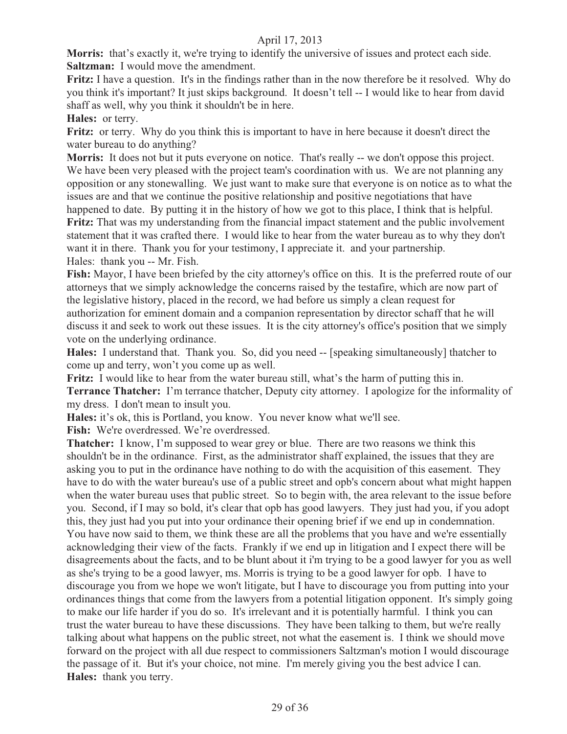**Morris:** that's exactly it, we're trying to identify the universive of issues and protect each side.

**Saltzman:** I would move the amendment.

**Fritz:** I have a question. It's in the findings rather than in the now therefore be it resolved. Why do you think it's important? It just skips background. It doesn't tell -- I would like to hear from david shaff as well, why you think it shouldn't be in here.

**Hales:** or terry.

**Fritz:** or terry. Why do you think this is important to have in here because it doesn't direct the water bureau to do anything?

**Morris:** It does not but it puts everyone on notice. That's really -- we don't oppose this project. We have been very pleased with the project team's coordination with us. We are not planning any opposition or any stonewalling. We just want to make sure that everyone is on notice as to what the issues are and that we continue the positive relationship and positive negotiations that have happened to date. By putting it in the history of how we got to this place, I think that is helpful.

**Fritz:** That was my understanding from the financial impact statement and the public involvement statement that it was crafted there. I would like to hear from the water bureau as to why they don't want it in there. Thank you for your testimony, I appreciate it. and your partnership.

Hales: thank you -- Mr. Fish.

**Fish:** Mayor, I have been briefed by the city attorney's office on this. It is the preferred route of our attorneys that we simply acknowledge the concerns raised by the testafire, which are now part of the legislative history, placed in the record, we had before us simply a clean request for authorization for eminent domain and a companion representation by director schaff that he will discuss it and seek to work out these issues. It is the city attorney's office's position that we simply vote on the underlying ordinance.

**Hales:** I understand that. Thank you. So, did you need -- [speaking simultaneously] thatcher to come up and terry, won't you come up as well.

**Fritz:** I would like to hear from the water bureau still, what's the harm of putting this in.

**Terrance Thatcher:** I'm terrance thatcher, Deputy city attorney. I apologize for the informality of my dress. I don't mean to insult you.

**Hales:** it's ok, this is Portland, you know. You never know what we'll see.

**Fish:** We're overdressed. We're overdressed.

**Thatcher:** I know, I'm supposed to wear grey or blue. There are two reasons we think this shouldn't be in the ordinance. First, as the administrator shaff explained, the issues that they are asking you to put in the ordinance have nothing to do with the acquisition of this easement. They have to do with the water bureau's use of a public street and opb's concern about what might happen when the water bureau uses that public street. So to begin with, the area relevant to the issue before you. Second, if I may so bold, it's clear that opb has good lawyers. They just had you, if you adopt this, they just had you put into your ordinance their opening brief if we end up in condemnation. You have now said to them, we think these are all the problems that you have and we're essentially acknowledging their view of the facts. Frankly if we end up in litigation and I expect there will be disagreements about the facts, and to be blunt about it i'm trying to be a good lawyer for you as well as she's trying to be a good lawyer, ms. Morris is trying to be a good lawyer for opb. I have to discourage you from we hope we won't litigate, but I have to discourage you from putting into your ordinances things that come from the lawyers from a potential litigation opponent. It's simply going to make our life harder if you do so. It's irrelevant and it is potentially harmful. I think you can trust the water bureau to have these discussions. They have been talking to them, but we're really talking about what happens on the public street, not what the easement is. I think we should move forward on the project with all due respect to commissioners Saltzman's motion I would discourage the passage of it. But it's your choice, not mine. I'm merely giving you the best advice I can.

**Hales:** thank you terry.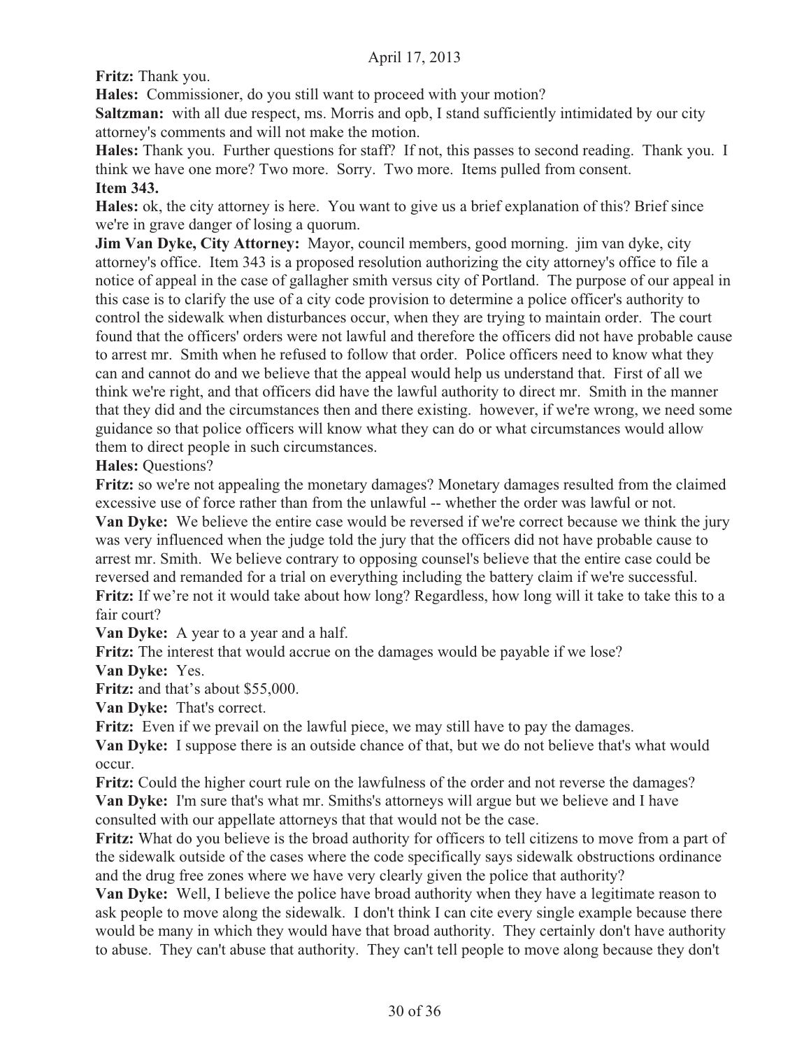**Fritz:** Thank you.

**Hales:** Commissioner, do you still want to proceed with your motion?

**Saltzman:** with all due respect, ms. Morris and opb, I stand sufficiently intimidated by our city attorney's comments and will not make the motion.

**Hales:** Thank you. Further questions for staff? If not, this passes to second reading. Thank you. I think we have one more? Two more. Sorry. Two more. Items pulled from consent.

**Item 343.**

**Hales:** ok, the city attorney is here. You want to give us a brief explanation of this? Brief since we're in grave danger of losing a quorum.

**Jim Van Dyke, City Attorney:** Mayor, council members, good morning. jim van dyke, city attorney's office. Item 343 is a proposed resolution authorizing the city attorney's office to file a notice of appeal in the case of gallagher smith versus city of Portland. The purpose of our appeal in this case is to clarify the use of a city code provision to determine a police officer's authority to control the sidewalk when disturbances occur, when they are trying to maintain order. The court found that the officers' orders were not lawful and therefore the officers did not have probable cause to arrest mr. Smith when he refused to follow that order. Police officers need to know what they can and cannot do and we believe that the appeal would help us understand that. First of all we think we're right, and that officers did have the lawful authority to direct mr. Smith in the manner that they did and the circumstances then and there existing. however, if we're wrong, we need some guidance so that police officers will know what they can do or what circumstances would allow them to direct people in such circumstances.

**Hales:** Questions?

**Fritz:** so we're not appealing the monetary damages? Monetary damages resulted from the claimed excessive use of force rather than from the unlawful -- whether the order was lawful or not.

**Van Dyke:** We believe the entire case would be reversed if we're correct because we think the jury was very influenced when the judge told the jury that the officers did not have probable cause to arrest mr. Smith. We believe contrary to opposing counsel's believe that the entire case could be reversed and remanded for a trial on everything including the battery claim if we're successful.

**Fritz:** If we're not it would take about how long? Regardless, how long will it take to take this to a fair court?

**Van Dyke:** A year to a year and a half.

**Fritz:** The interest that would accrue on the damages would be payable if we lose?

**Van Dyke:** Yes.

**Fritz:** and that's about $55,000.

**Van Dyke:** That's correct.

**Fritz:** Even if we prevail on the lawful piece, we may still have to pay the damages.

**Van Dyke:** I suppose there is an outside chance of that, but we do not believe that's what would occur.

**Fritz:** Could the higher court rule on the lawfulness of the order and not reverse the damages?

**Van Dyke:** I'm sure that's what mr. Smiths's attorneys will argue but we believe and I have consulted with our appellate attorneys that that would not be the case.

**Fritz:** What do you believe is the broad authority for officers to tell citizens to move from a part of the sidewalk outside of the cases where the code specifically says sidewalk obstructions ordinance and the drug free zones where we have very clearly given the police that authority?

**Van Dyke:** Well, I believe the police have broad authority when they have a legitimate reason to ask people to move along the sidewalk. I don't think I can cite every single example because there would be many in which they would have that broad authority. They certainly don't have authority to abuse. They can't abuse that authority. They can't tell people to move along because they don't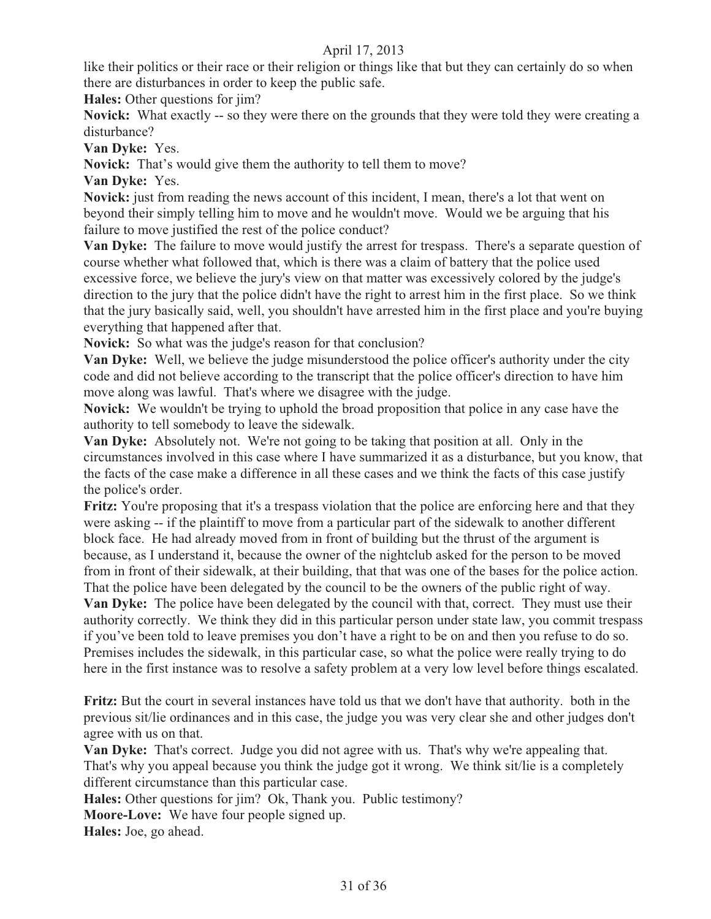like their politics or their race or their religion or things like that but they can certainly do so when there are disturbances in order to keep the public safe.

**Hales:** Other questions for jim?

**Novick:** What exactly -- so they were there on the grounds that they were told they were creating a disturbance?

**Van Dyke:** Yes.

**Novick:** That's would give them the authority to tell them to move?

**Van Dyke:** Yes.

**Novick:** just from reading the news account of this incident, I mean, there's a lot that went on beyond their simply telling him to move and he wouldn't move. Would we be arguing that his failure to move justified the rest of the police conduct?

**Van Dyke:** The failure to move would justify the arrest for trespass. There's a separate question of course whether what followed that, which is there was a claim of battery that the police used excessive force, we believe the jury's view on that matter was excessively colored by the judge's direction to the jury that the police didn't have the right to arrest him in the first place. So we think that the jury basically said, well, you shouldn't have arrested him in the first place and you're buying everything that happened after that.

**Novick:** So what was the judge's reason for that conclusion?

**Van Dyke:** Well, we believe the judge misunderstood the police officer's authority under the city code and did not believe according to the transcript that the police officer's direction to have him move along was lawful. That's where we disagree with the judge.

**Novick:** We wouldn't be trying to uphold the broad proposition that police in any case have the authority to tell somebody to leave the sidewalk.

**Van Dyke:** Absolutely not. We're not going to be taking that position at all. Only in the circumstances involved in this case where I have summarized it as a disturbance, but you know, that the facts of the case make a difference in all these cases and we think the facts of this case justify the police's order.

**Fritz:** You're proposing that it's a trespass violation that the police are enforcing here and that they were asking -- if the plaintiff to move from a particular part of the sidewalk to another different block face. He had already moved from in front of building but the thrust of the argument is because, as I understand it, because the owner of the nightclub asked for the person to be moved from in front of their sidewalk, at their building, that that was one of the bases for the police action. That the police have been delegated by the council to be the owners of the public right of way.

**Van Dyke:** The police have been delegated by the council with that, correct. They must use their authority correctly. We think they did in this particular person under state law, you commit trespass if you've been told to leave premises you don't have a right to be on and then you refuse to do so. Premises includes the sidewalk, in this particular case, so what the police were really trying to do here in the first instance was to resolve a safety problem at a very low level before things escalated.

**Fritz:** But the court in several instances have told us that we don't have that authority. both in the previous sit/lie ordinances and in this case, the judge you was very clear she and other judges don't agree with us on that.

**Van Dyke:** That's correct. Judge you did not agree with us. That's why we're appealing that. That's why you appeal because you think the judge got it wrong. We think sit/lie is a completely different circumstance than this particular case.

**Hales:** Other questions for jim? Ok, Thank you. Public testimony?

**Moore-Love:** We have four people signed up.

**Hales:** Joe, go ahead.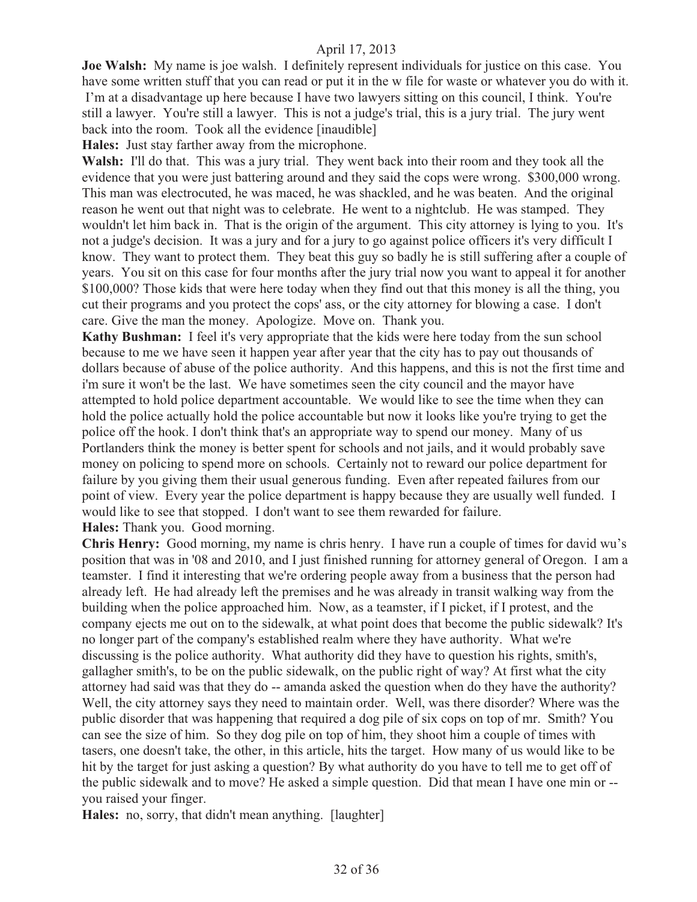**Joe Walsh:** My name is joe walsh. I definitely represent individuals for justice on this case. You have some written stuff that you can read or put it in the w file for waste or whatever you do with it. I'm at a disadvantage up here because I have two lawyers sitting on this council, I think. You're still a lawyer. You're still a lawyer. This is not a judge's trial, this is a jury trial. The jury went back into the room. Took all the evidence [inaudible]

**Hales:** Just stay farther away from the microphone.

**Walsh:** I'll do that. This was a jury trial. They went back into their room and they took all the evidence that you were just battering around and they said the cops were wrong. $300,000 wrong. This man was electrocuted, he was maced, he was shackled, and he was beaten. And the original reason he went out that night was to celebrate. He went to a nightclub. He was stamped. They wouldn't let him back in. That is the origin of the argument. This city attorney is lying to you. It's not a judge's decision. It was a jury and for a jury to go against police officers it's very difficult I know. They want to protect them. They beat this guy so badly he is still suffering after a couple of years. You sit on this case for four months after the jury trial now you want to appeal it for another $100,000? Those kids that were here today when they find out that this money is all the thing, you cut their programs and you protect the cops' ass, or the city attorney for blowing a case. I don't care. Give the man the money. Apologize. Move on. Thank you.

**Kathy Bushman:** I feel it's very appropriate that the kids were here today from the sun school because to me we have seen it happen year after year that the city has to pay out thousands of dollars because of abuse of the police authority. And this happens, and this is not the first time and i'm sure it won't be the last. We have sometimes seen the city council and the mayor have attempted to hold police department accountable. We would like to see the time when they can hold the police actually hold the police accountable but now it looks like you're trying to get the police off the hook. I don't think that's an appropriate way to spend our money. Many of us Portlanders think the money is better spent for schools and not jails, and it would probably save money on policing to spend more on schools. Certainly not to reward our police department for failure by you giving them their usual generous funding. Even after repeated failures from our point of view. Every year the police department is happy because they are usually well funded. I would like to see that stopped. I don't want to see them rewarded for failure.

**Hales:** Thank you. Good morning.

**Chris Henry:** Good morning, my name is chris henry. I have run a couple of times for david wu's position that was in '08 and 2010, and I just finished running for attorney general of Oregon. I am a teamster. I find it interesting that we're ordering people away from a business that the person had already left. He had already left the premises and he was already in transit walking way from the building when the police approached him. Now, as a teamster, if I picket, if I protest, and the company ejects me out on to the sidewalk, at what point does that become the public sidewalk? It's no longer part of the company's established realm where they have authority. What we're discussing is the police authority. What authority did they have to question his rights, smith's, gallagher smith's, to be on the public sidewalk, on the public right of way? At first what the city attorney had said was that they do -- amanda asked the question when do they have the authority? Well, the city attorney says they need to maintain order. Well, was there disorder? Where was the public disorder that was happening that required a dog pile of six cops on top of mr. Smith? You can see the size of him. So they dog pile on top of him, they shoot him a couple of times with tasers, one doesn't take, the other, in this article, hits the target. How many of us would like to be hit by the target for just asking a question? By what authority do you have to tell me to get off of the public sidewalk and to move? He asked a simple question. Did that mean I have one min or -- you raised your finger.

**Hales:** no, sorry, that didn't mean anything. [laughter]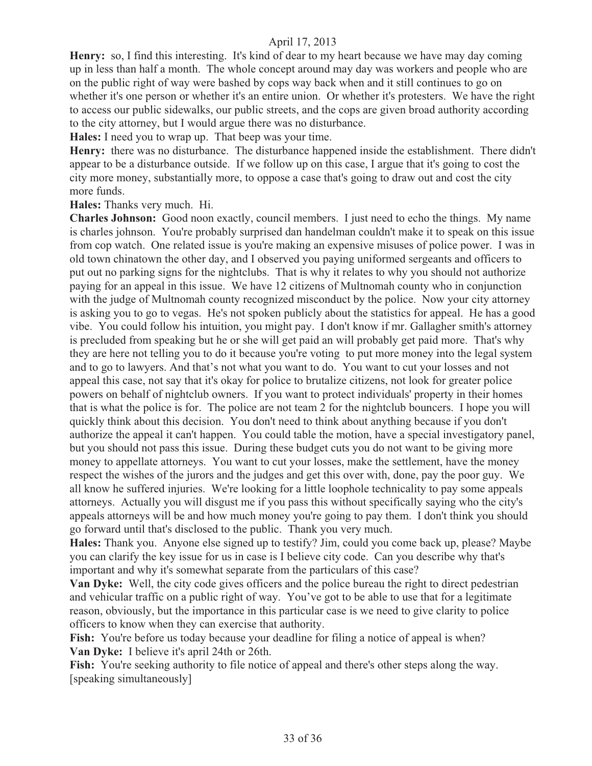**Henry:** so, I find this interesting. It's kind of dear to my heart because we have may day coming up in less than half a month. The whole concept around may day was workers and people who are on the public right of way were bashed by cops way back when and it still continues to go on whether it's one person or whether it's an entire union. Or whether it's protesters. We have the right to access our public sidewalks, our public streets, and the cops are given broad authority according to the city attorney, but I would argue there was no disturbance.

**Hales:** I need you to wrap up. That beep was your time.

**Henry:** there was no disturbance. The disturbance happened inside the establishment. There didn't appear to be a disturbance outside. If we follow up on this case, I argue that it's going to cost the city more money, substantially more, to oppose a case that's going to draw out and cost the city more funds.

**Hales:** Thanks very much. Hi.

**Charles Johnson:** Good noon exactly, council members. I just need to echo the things. My name is charles johnson. You're probably surprised dan handelman couldn't make it to speak on this issue from cop watch. One related issue is you're making an expensive misuses of police power. I was in old town chinatown the other day, and I observed you paying uniformed sergeants and officers to put out no parking signs for the nightclubs. That is why it relates to why you should not authorize paying for an appeal in this issue. We have 12 citizens of Multnomah county who in conjunction with the judge of Multnomah county recognized misconduct by the police. Now your city attorney is asking you to go to vegas. He's not spoken publicly about the statistics for appeal. He has a good vibe. You could follow his intuition, you might pay. I don't know if mr. Gallagher smith's attorney is precluded from speaking but he or she will get paid an will probably get paid more. That's why they are here not telling you to do it because you're voting to put more money into the legal system and to go to lawyers. And that's not what you want to do. You want to cut your losses and not appeal this case, not say that it's okay for police to brutalize citizens, not look for greater police powers on behalf of nightclub owners. If you want to protect individuals' property in their homes that is what the police is for. The police are not team 2 for the nightclub bouncers. I hope you will quickly think about this decision. You don't need to think about anything because if you don't authorize the appeal it can't happen. You could table the motion, have a special investigatory panel, but you should not pass this issue. During these budget cuts you do not want to be giving more money to appellate attorneys. You want to cut your losses, make the settlement, have the money respect the wishes of the jurors and the judges and get this over with, done, pay the poor guy. We all know he suffered injuries. We're looking for a little loophole technicality to pay some appeals attorneys. Actually you will disgust me if you pass this without specifically saying who the city's appeals attorneys will be and how much money you're going to pay them. I don't think you should go forward until that's disclosed to the public. Thank you very much.

**Hales:** Thank you. Anyone else signed up to testify? Jim, could you come back up, please? Maybe you can clarify the key issue for us in case is I believe city code. Can you describe why that's important and why it's somewhat separate from the particulars of this case?

**Van Dyke:** Well, the city code gives officers and the police bureau the right to direct pedestrian and vehicular traffic on a public right of way. You've got to be able to use that for a legitimate reason, obviously, but the importance in this particular case is we need to give clarity to police officers to know when they can exercise that authority.

**Fish:** You're before us today because your deadline for filing a notice of appeal is when?

**Van Dyke:** I believe it's april 24th or 26th.

**Fish:** You're seeking authority to file notice of appeal and there's other steps along the way. [speaking simultaneously]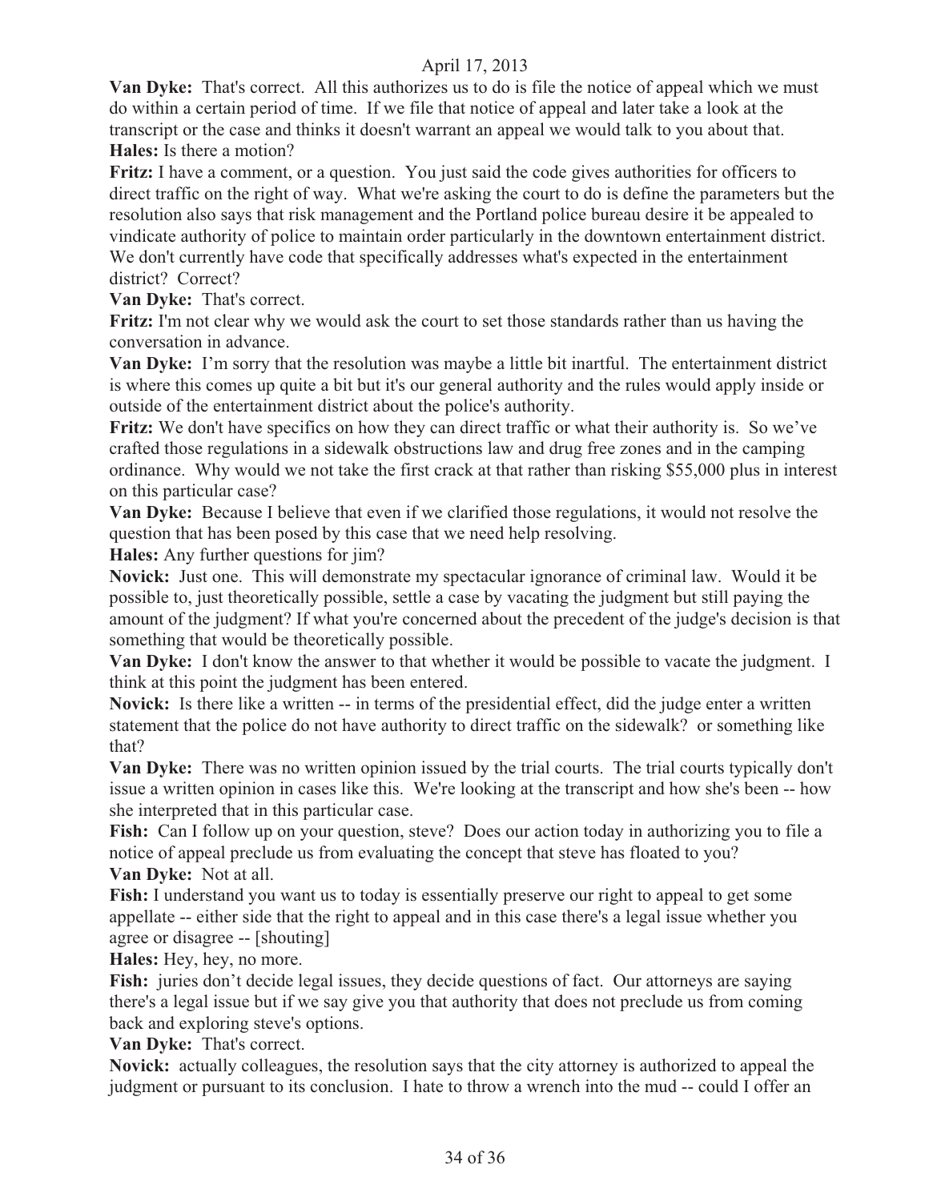**Van Dyke:** That's correct. All this authorizes us to do is file the notice of appeal which we must do within a certain period of time. If we file that notice of appeal and later take a look at the transcript or the case and thinks it doesn't warrant an appeal we would talk to you about that.

**Hales:** Is there a motion?

**Fritz:** I have a comment, or a question. You just said the code gives authorities for officers to direct traffic on the right of way. What we're asking the court to do is define the parameters but the resolution also says that risk management and the Portland police bureau desire it be appealed to vindicate authority of police to maintain order particularly in the downtown entertainment district. We don't currently have code that specifically addresses what's expected in the entertainment district? Correct?

**Van Dyke:** That's correct.

**Fritz:** I'm not clear why we would ask the court to set those standards rather than us having the conversation in advance.

**Van Dyke:** I'm sorry that the resolution was maybe a little bit inartful. The entertainment district is where this comes up quite a bit but it's our general authority and the rules would apply inside or outside of the entertainment district about the police's authority.

**Fritz:** We don't have specifics on how they can direct traffic or what their authority is. So we've crafted those regulations in a sidewalk obstructions law and drug free zones and in the camping ordinance. Why would we not take the first crack at that rather than risking $55,000 plus in interest on this particular case?

**Van Dyke:** Because I believe that even if we clarified those regulations, it would not resolve the question that has been posed by this case that we need help resolving.

**Hales:** Any further questions for jim?

**Novick:** Just one. This will demonstrate my spectacular ignorance of criminal law. Would it be possible to, just theoretically possible, settle a case by vacating the judgment but still paying the amount of the judgment? If what you're concerned about the precedent of the judge's decision is that something that would be theoretically possible.

**Van Dyke:** I don't know the answer to that whether it would be possible to vacate the judgment. I think at this point the judgment has been entered.

**Novick:** Is there like a written -- in terms of the presidential effect, did the judge enter a written statement that the police do not have authority to direct traffic on the sidewalk? or something like that?

**Van Dyke:** There was no written opinion issued by the trial courts. The trial courts typically don't issue a written opinion in cases like this. We're looking at the transcript and how she's been -- how she interpreted that in this particular case.

**Fish:** Can I follow up on your question, steve? Does our action today in authorizing you to file a notice of appeal preclude us from evaluating the concept that steve has floated to you?

**Van Dyke:** Not at all.

**Fish:** I understand you want us to today is essentially preserve our right to appeal to get some appellate -- either side that the right to appeal and in this case there's a legal issue whether you agree or disagree -- [shouting]

**Hales:** Hey, hey, no more.

**Fish:** juries don't decide legal issues, they decide questions of fact. Our attorneys are saying there's a legal issue but if we say give you that authority that does not preclude us from coming back and exploring steve's options.

**Van Dyke:** That's correct.

**Novick:** actually colleagues, the resolution says that the city attorney is authorized to appeal the judgment or pursuant to its conclusion. I hate to throw a wrench into the mud -- could I offer an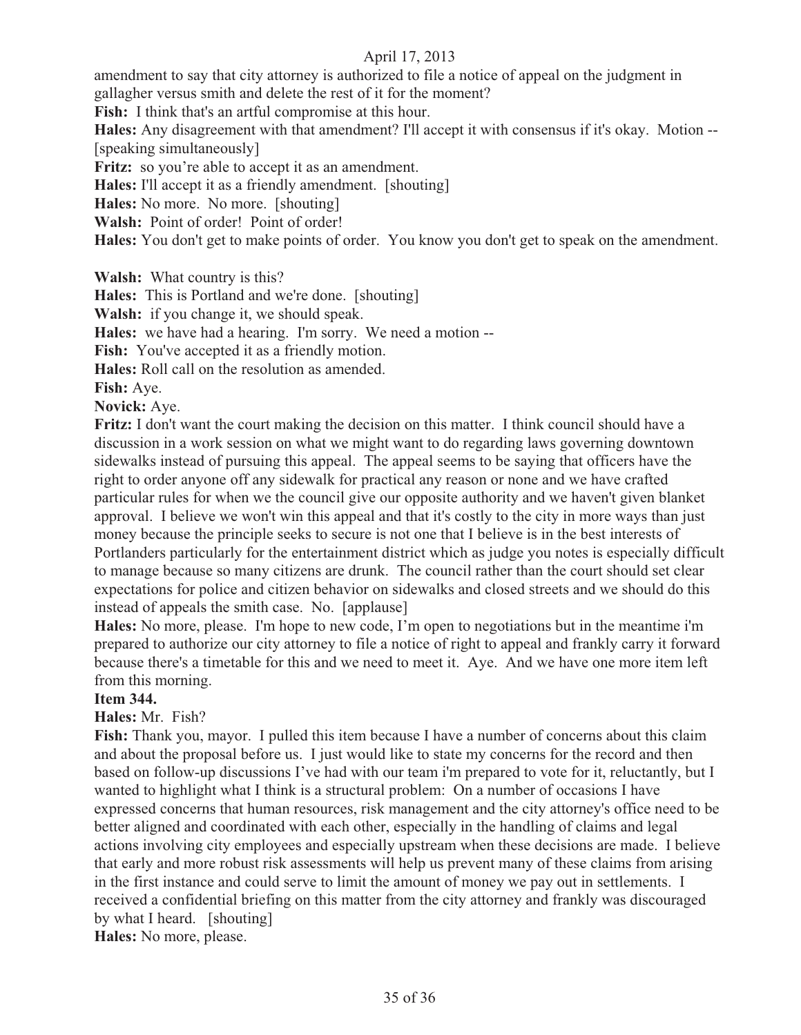amendment to say that city attorney is authorized to file a notice of appeal on the judgment in gallagher versus smith and delete the rest of it for the moment?

**Fish:** I think that's an artful compromise at this hour.

**Hales:** Any disagreement with that amendment? I'll accept it with consensus if it's okay. Motion -- [speaking simultaneously]

**Fritz:** so you're able to accept it as an amendment.

**Hales:** I'll accept it as a friendly amendment. [shouting]

**Hales:** No more. No more. [shouting]

**Walsh:** Point of order! Point of order!

**Hales:** You don't get to make points of order. You know you don't get to speak on the amendment.

**Walsh:** What country is this?

**Hales:** This is Portland and we're done. [shouting]

**Walsh:** if you change it, we should speak.

**Hales:** we have had a hearing. I'm sorry. We need a motion --

**Fish:** You've accepted it as a friendly motion.

**Hales:** Roll call on the resolution as amended.

**Fish:** Aye.

**Novick:** Aye.

**Fritz:** I don't want the court making the decision on this matter. I think council should have a discussion in a work session on what we might want to do regarding laws governing downtown sidewalks instead of pursuing this appeal. The appeal seems to be saying that officers have the right to order anyone off any sidewalk for practical any reason or none and we have crafted particular rules for when we the council give our opposite authority and we haven't given blanket approval. I believe we won't win this appeal and that it's costly to the city in more ways than just money because the principle seeks to secure is not one that I believe is in the best interests of Portlanders particularly for the entertainment district which as judge you notes is especially difficult to manage because so many citizens are drunk. The council rather than the court should set clear expectations for police and citizen behavior on sidewalks and closed streets and we should do this instead of appeals the smith case. No. [applause]

**Hales:** No more, please. I'm hope to new code, I'm open to negotiations but in the meantime i'm prepared to authorize our city attorney to file a notice of right to appeal and frankly carry it forward because there's a timetable for this and we need to meet it. Aye. And we have one more item left from this morning.

**Item 344.**

**Hales:** Mr. Fish?

**Fish:** Thank you, mayor. I pulled this item because I have a number of concerns about this claim and about the proposal before us. I just would like to state my concerns for the record and then based on follow-up discussions I've had with our team i'm prepared to vote for it, reluctantly, but I wanted to highlight what I think is a structural problem: On a number of occasions I have expressed concerns that human resources, risk management and the city attorney's office need to be better aligned and coordinated with each other, especially in the handling of claims and legal actions involving city employees and especially upstream when these decisions are made. I believe that early and more robust risk assessments will help us prevent many of these claims from arising in the first instance and could serve to limit the amount of money we pay out in settlements. I received a confidential briefing on this matter from the city attorney and frankly was discouraged by what I heard. [shouting]

**Hales:** No more, please.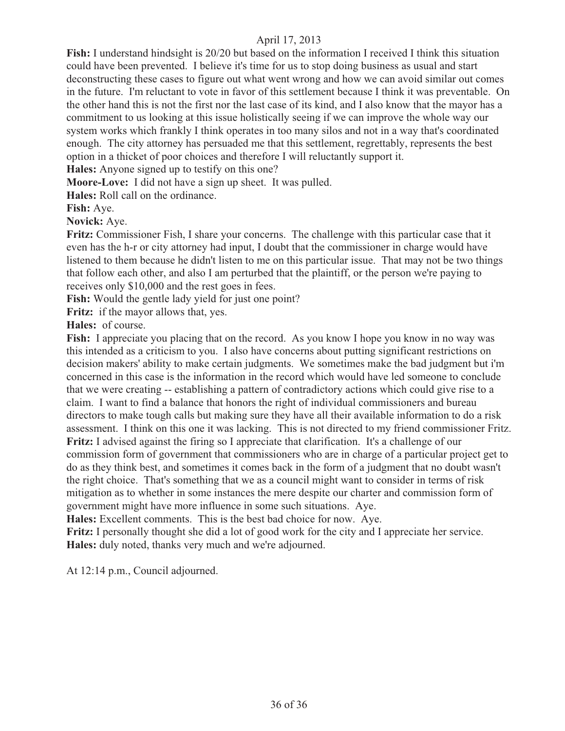**Fish:** I understand hindsight is 20/20 but based on the information I received I think this situation could have been prevented. I believe it's time for us to stop doing business as usual and start deconstructing these cases to figure out what went wrong and how we can avoid similar out comes in the future. I'm reluctant to vote in favor of this settlement because I think it was preventable. On the other hand this is not the first nor the last case of its kind, and I also know that the mayor has a commitment to us looking at this issue holistically seeing if we can improve the whole way our system works which frankly I think operates in too many silos and not in a way that's coordinated enough. The city attorney has persuaded me that this settlement, regrettably, represents the best option in a thicket of poor choices and therefore I will reluctantly support it.

**Hales:** Anyone signed up to testify on this one?

**Moore-Love:** I did not have a sign up sheet. It was pulled.

**Hales:** Roll call on the ordinance.

**Fish:** Aye.

**Novick:** Aye.

**Fritz:** Commissioner Fish, I share your concerns. The challenge with this particular case that it even has the h-r or city attorney had input, I doubt that the commissioner in charge would have listened to them because he didn't listen to me on this particular issue. That may not be two things that follow each other, and also I am perturbed that the plaintiff, or the person we're paying to receives only $10,000 and the rest goes in fees.

**Fish:** Would the gentle lady yield for just one point?

**Fritz:** if the mayor allows that, yes.

**Hales:** of course.

**Fish:** I appreciate you placing that on the record. As you know I hope you know in no way was this intended as a criticism to you. I also have concerns about putting significant restrictions on decision makers' ability to make certain judgments. We sometimes make the bad judgment but i'm concerned in this case is the information in the record which would have led someone to conclude that we were creating -- establishing a pattern of contradictory actions which could give rise to a claim. I want to find a balance that honors the right of individual commissioners and bureau directors to make tough calls but making sure they have all their available information to do a risk assessment. I think on this one it was lacking. This is not directed to my friend commissioner Fritz.

**Fritz:** I advised against the firing so I appreciate that clarification. It's a challenge of our commission form of government that commissioners who are in charge of a particular project get to do as they think best, and sometimes it comes back in the form of a judgment that no doubt wasn't the right choice. That's something that we as a council might want to consider in terms of risk mitigation as to whether in some instances the mere despite our charter and commission form of government might have more influence in some such situations. Aye.

**Hales:** Excellent comments. This is the best bad choice for now. Aye.

**Fritz:** I personally thought she did a lot of good work for the city and I appreciate her service.

**Hales:** duly noted, thanks very much and we're adjourned.

At 12:14 p.m., Council adjourned.